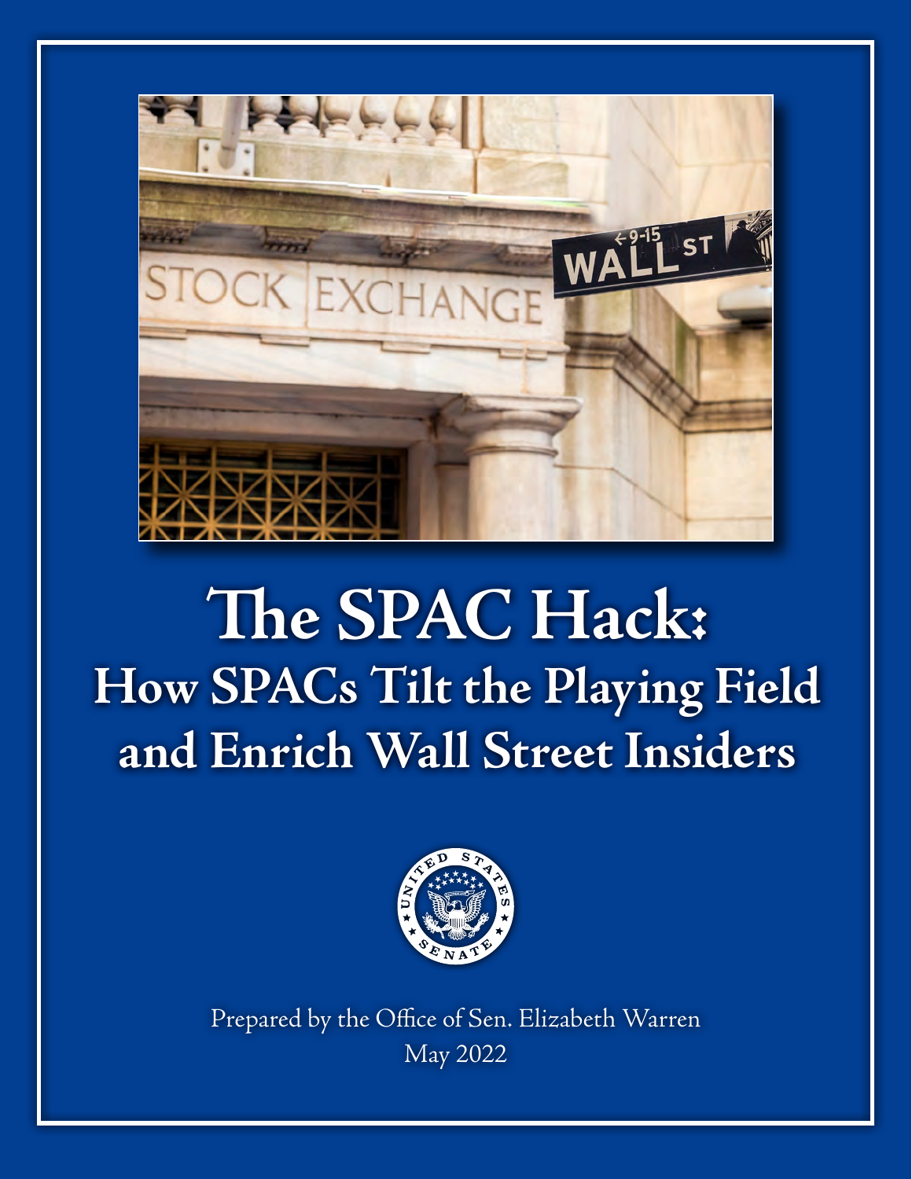# The SPAC Hack:

## How SPACs Tilt the Playing Field and Enrich Wall Street Insiders

Prepared by the Office of Sen. Elizabeth Warren

May 2022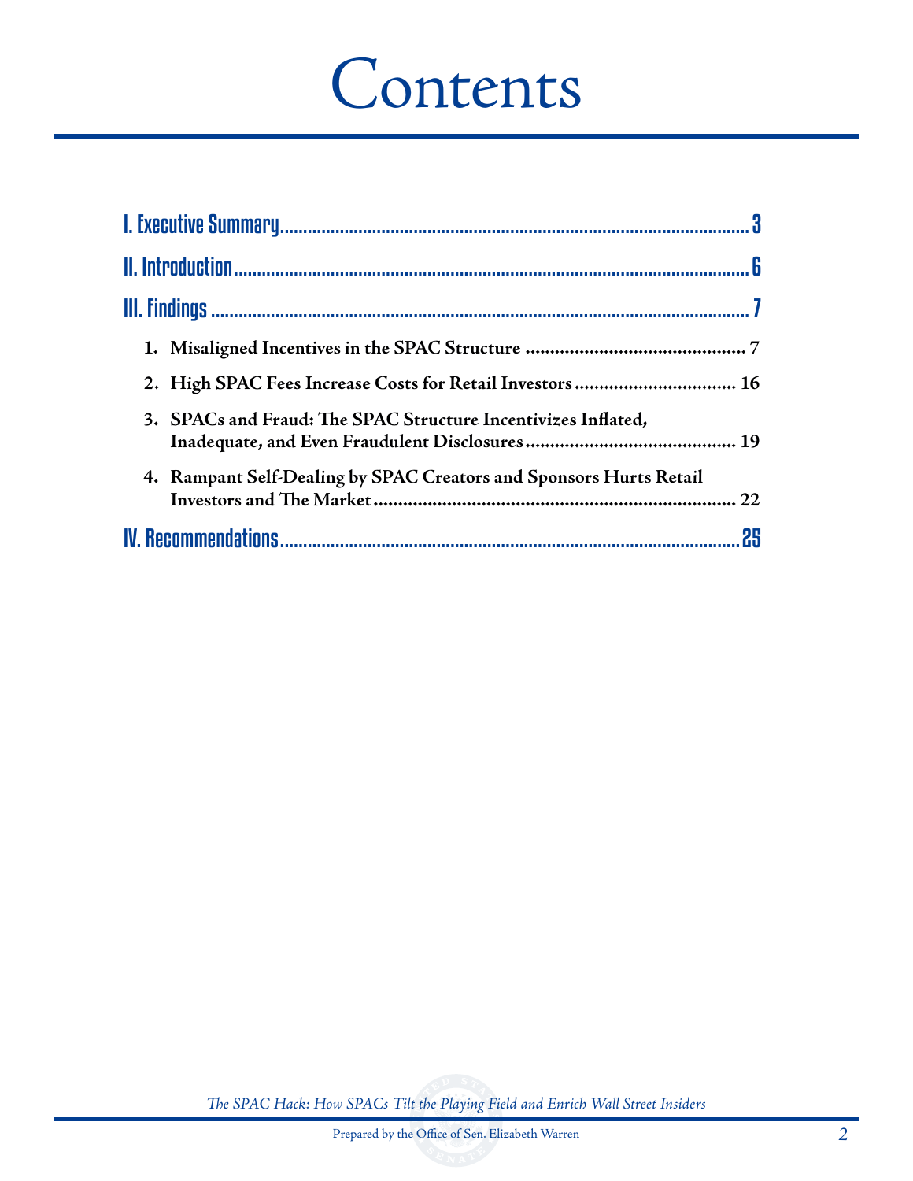# Contents

**I. Executive Summary** .......... 3

**II. Introduction** .......... 6

**III. Findings** .......... 7

1. **Misaligned Incentives in the SPAC Structure** .......... 7
2. **High SPAC Fees Increase Costs for Retail Investors** .......... 16
3. **SPACs and Fraud: The SPAC Structure Incentivizes Inflated, Inadequate, and Even Fraudulent Disclosures** .......... 19
4. **Rampant Self-Dealing by SPAC Creators and Sponsors Hurts Retail Investors and The Market** .......... 22

**IV. Recommendations** .......... 25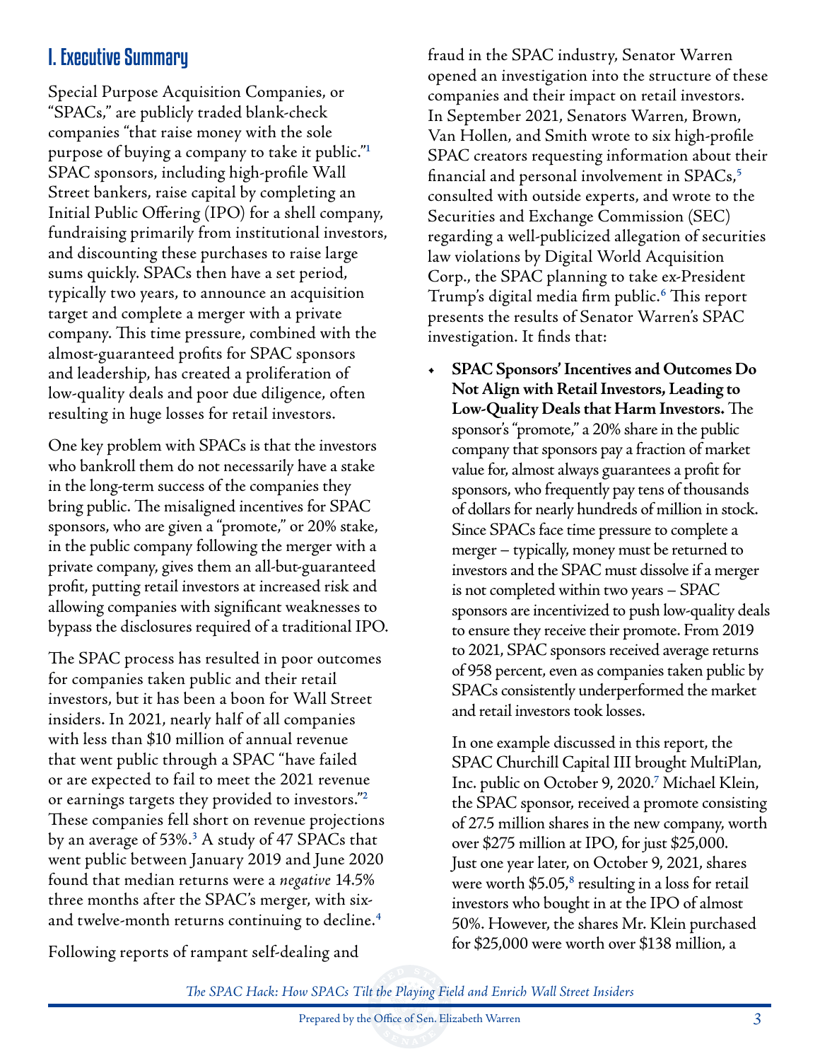## I. Executive Summary

Special Purpose Acquisition Companies, or "SPACs," are publicly traded blank-check companies "that raise money with the sole purpose of buying a company to take it public."[1] SPAC sponsors, including high-profile Wall Street bankers, raise capital by completing an Initial Public Offering (IPO) for a shell company, fundraising primarily from institutional investors, and discounting these purchases to raise large sums quickly. SPACs then have a set period, typically two years, to announce an acquisition target and complete a merger with a private company. This time pressure, combined with the almost-guaranteed profits for SPAC sponsors and leadership, has created a proliferation of low-quality deals and poor due diligence, often resulting in huge losses for retail investors.

One key problem with SPACs is that the investors who bankroll them do not necessarily have a stake in the long-term success of the companies they bring public. The misaligned incentives for SPAC sponsors, who are given a "promote," or 20% stake, in the public company following the merger with a private company, gives them an all-but-guaranteed profit, putting retail investors at increased risk and allowing companies with significant weaknesses to bypass the disclosures required of a traditional IPO.

The SPAC process has resulted in poor outcomes for companies taken public and their retail investors, but it has been a boon for Wall Street insiders. In 2021, nearly half of all companies with less than $10 million of annual revenue that went public through a SPAC "have failed or are expected to fail to meet the 2021 revenue or earnings targets they provided to investors."[2] These companies fell short on revenue projections by an average of 53%.[3] A study of 47 SPACs that went public between January 2019 and June 2020 found that median returns were a *negative* 14.5% three months after the SPAC's merger, with six- and twelve-month returns continuing to decline.[4]

Following reports of rampant self-dealing and fraud in the SPAC industry, Senator Warren opened an investigation into the structure of these companies and their impact on retail investors. In September 2021, Senators Warren, Brown, Van Hollen, and Smith wrote to six high-profile SPAC creators requesting information about their financial and personal involvement in SPACs,[5] consulted with outside experts, and wrote to the Securities and Exchange Commission (SEC) regarding a well-publicized allegation of securities law violations by Digital World Acquisition Corp., the SPAC planning to take ex-President Trump's digital media firm public.[6] This report presents the results of Senator Warren's SPAC investigation. It finds that:

- **SPAC Sponsors' Incentives and Outcomes Do Not Align with Retail Investors, Leading to Low-Quality Deals that Harm Investors.** The sponsor's "promote," a 20% share in the public company that sponsors pay a fraction of market value for, almost always guarantees a profit for sponsors, who frequently pay tens of thousands of dollars for nearly hundreds of million in stock. Since SPACs face time pressure to complete a merger – typically, money must be returned to investors and the SPAC must dissolve if a merger is not completed within two years – SPAC sponsors are incentivized to push low-quality deals to ensure they receive their promote. From 2019 to 2021, SPAC sponsors received average returns of 958 percent, even as companies taken public by SPACs consistently underperformed the market and retail investors took losses.

  In one example discussed in this report, the SPAC Churchill Capital III brought MultiPlan, Inc. public on October 9, 2020.[7] Michael Klein, the SPAC sponsor, received a promote consisting of 27.5 million shares in the new company, worth over $275 million at IPO, for just $25,000. Just one year later, on October 9, 2021, shares were worth $5.05,[8] resulting in a loss for retail investors who bought in at the IPO of almost 50%. However, the shares Mr. Klein purchased for $25,000 were worth over $138 million, a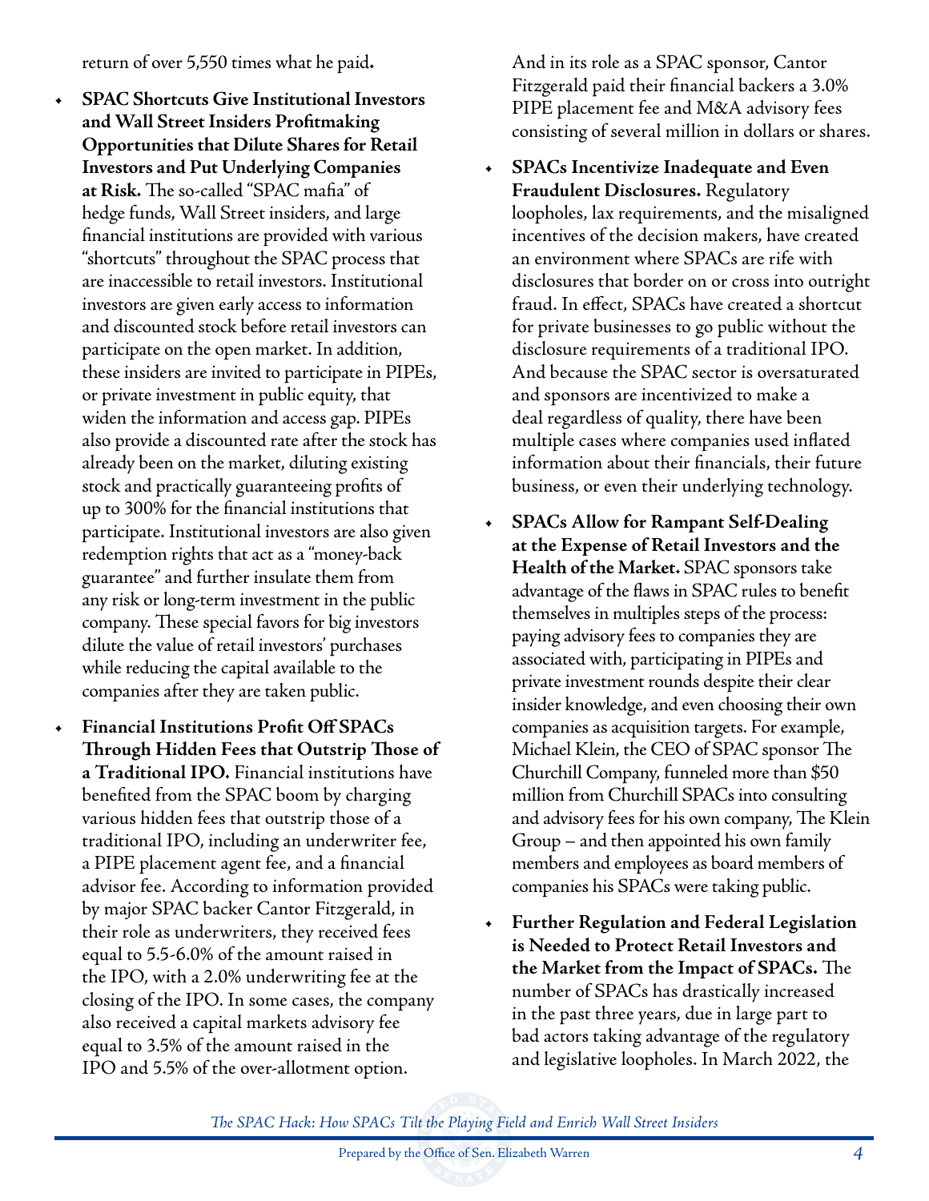return of over 5,550 times what he paid**.**

- **SPAC Shortcuts Give Institutional Investors and Wall Street Insiders Profitmaking Opportunities that Dilute Shares for Retail Investors and Put Underlying Companies at Risk.** The so-called "SPAC mafia" of hedge funds, Wall Street insiders, and large financial institutions are provided with various "shortcuts" throughout the SPAC process that are inaccessible to retail investors. Institutional investors are given early access to information and discounted stock before retail investors can participate on the open market. In addition, these insiders are invited to participate in PIPEs, or private investment in public equity, that widen the information and access gap. PIPEs also provide a discounted rate after the stock has already been on the market, diluting existing stock and practically guaranteeing profits of up to 300% for the financial institutions that participate. Institutional investors are also given redemption rights that act as a "money-back guarantee" and further insulate them from any risk or long-term investment in the public company. These special favors for big investors dilute the value of retail investors' purchases while reducing the capital available to the companies after they are taken public.

- **Financial Institutions Profit Off SPACs Through Hidden Fees that Outstrip Those of a Traditional IPO.** Financial institutions have benefited from the SPAC boom by charging various hidden fees that outstrip those of a traditional IPO, including an underwriter fee, a PIPE placement agent fee, and a financial advisor fee. According to information provided by major SPAC backer Cantor Fitzgerald, in their role as underwriters, they received fees equal to 5.5-6.0% of the amount raised in the IPO, with a 2.0% underwriting fee at the closing of the IPO. In some cases, the company also received a capital markets advisory fee equal to 3.5% of the amount raised in the IPO and 5.5% of the over-allotment option. And in its role as a SPAC sponsor, Cantor Fitzgerald paid their financial backers a 3.0% PIPE placement fee and M&A advisory fees consisting of several million in dollars or shares.

- **SPACs Incentivize Inadequate and Even Fraudulent Disclosures.** Regulatory loopholes, lax requirements, and the misaligned incentives of the decision makers, have created an environment where SPACs are rife with disclosures that border on or cross into outright fraud. In effect, SPACs have created a shortcut for private businesses to go public without the disclosure requirements of a traditional IPO. And because the SPAC sector is oversaturated and sponsors are incentivized to make a deal regardless of quality, there have been multiple cases where companies used inflated information about their financials, their future business, or even their underlying technology.

- **SPACs Allow for Rampant Self-Dealing at the Expense of Retail Investors and the Health of the Market.** SPAC sponsors take advantage of the flaws in SPAC rules to benefit themselves in multiples steps of the process: paying advisory fees to companies they are associated with, participating in PIPEs and private investment rounds despite their clear insider knowledge, and even choosing their own companies as acquisition targets. For example, Michael Klein, the CEO of SPAC sponsor The Churchill Company, funneled more than $50 million from Churchill SPACs into consulting and advisory fees for his own company, The Klein Group – and then appointed his own family members and employees as board members of companies his SPACs were taking public.

- **Further Regulation and Federal Legislation is Needed to Protect Retail Investors and the Market from the Impact of SPACs.** The number of SPACs has drastically increased in the past three years, due in large part to bad actors taking advantage of the regulatory and legislative loopholes. In March 2022, the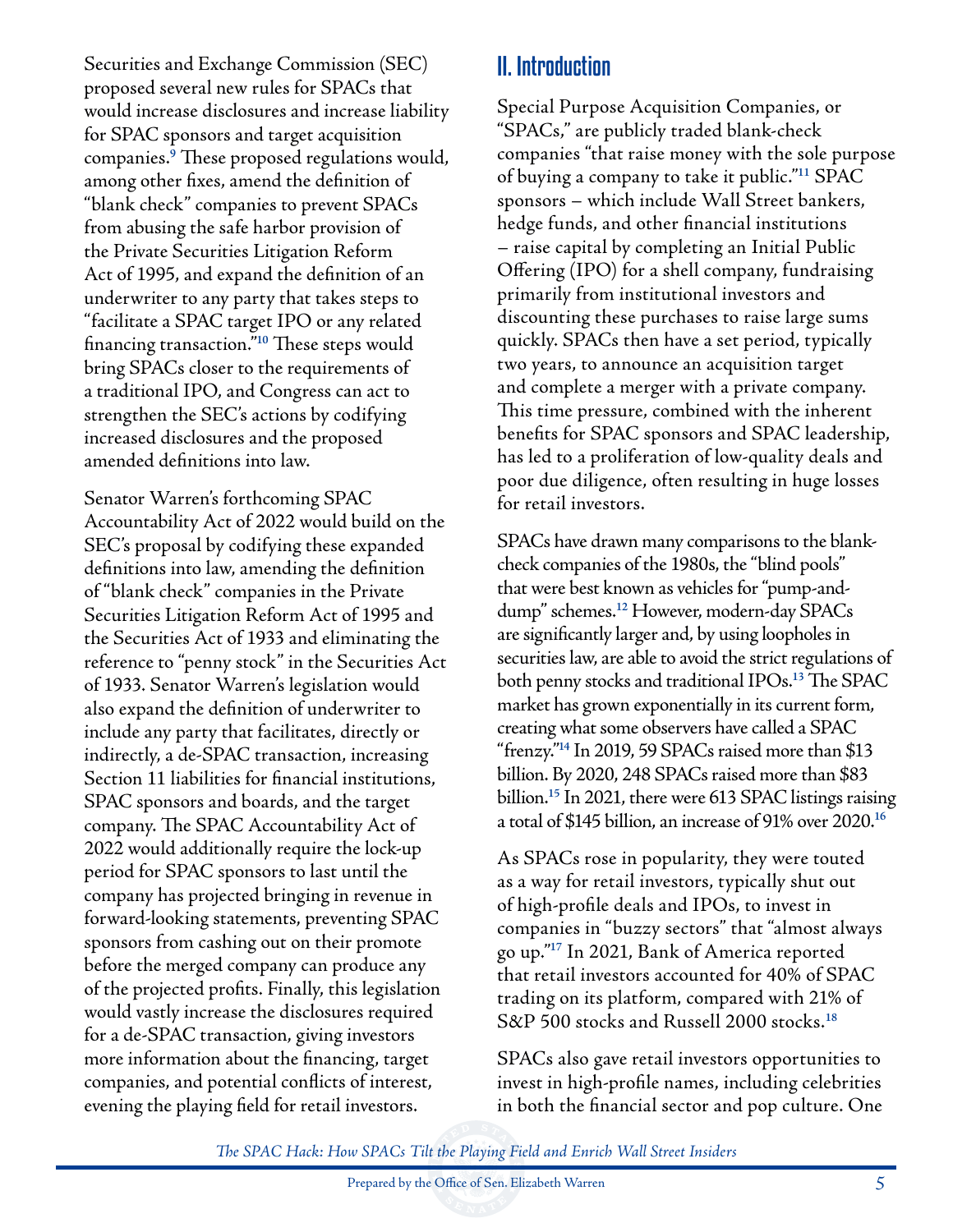Securities and Exchange Commission (SEC) proposed several new rules for SPACs that would increase disclosures and increase liability for SPAC sponsors and target acquisition companies.[9] These proposed regulations would, among other fixes, amend the definition of "blank check" companies to prevent SPACs from abusing the safe harbor provision of the Private Securities Litigation Reform Act of 1995, and expand the definition of an underwriter to any party that takes steps to "facilitate a SPAC target IPO or any related financing transaction."[10] These steps would bring SPACs closer to the requirements of a traditional IPO, and Congress can act to strengthen the SEC's actions by codifying increased disclosures and the proposed amended definitions into law.

Senator Warren's forthcoming SPAC Accountability Act of 2022 would build on the SEC's proposal by codifying these expanded definitions into law, amending the definition of "blank check" companies in the Private Securities Litigation Reform Act of 1995 and the Securities Act of 1933 and eliminating the reference to "penny stock" in the Securities Act of 1933. Senator Warren's legislation would also expand the definition of underwriter to include any party that facilitates, directly or indirectly, a de-SPAC transaction, increasing Section 11 liabilities for financial institutions, SPAC sponsors and boards, and the target company. The SPAC Accountability Act of 2022 would additionally require the lock-up period for SPAC sponsors to last until the company has projected bringing in revenue in forward-looking statements, preventing SPAC sponsors from cashing out on their promote before the merged company can produce any of the projected profits. Finally, this legislation would vastly increase the disclosures required for a de-SPAC transaction, giving investors more information about the financing, target companies, and potential conflicts of interest, evening the playing field for retail investors.

## II. Introduction

Special Purpose Acquisition Companies, or "SPACs," are publicly traded blank-check companies "that raise money with the sole purpose of buying a company to take it public."[11] SPAC sponsors – which include Wall Street bankers, hedge funds, and other financial institutions – raise capital by completing an Initial Public Offering (IPO) for a shell company, fundraising primarily from institutional investors and discounting these purchases to raise large sums quickly. SPACs then have a set period, typically two years, to announce an acquisition target and complete a merger with a private company. This time pressure, combined with the inherent benefits for SPAC sponsors and SPAC leadership, has led to a proliferation of low-quality deals and poor due diligence, often resulting in huge losses for retail investors.

SPACs have drawn many comparisons to the blank-check companies of the 1980s, the "blind pools" that were best known as vehicles for "pump-and-dump" schemes.[12] However, modern-day SPACs are significantly larger and, by using loopholes in securities law, are able to avoid the strict regulations of both penny stocks and traditional IPOs.[13] The SPAC market has grown exponentially in its current form, creating what some observers have called a SPAC "frenzy."[14] In 2019, 59 SPACs raised more than $13 billion. By 2020, 248 SPACs raised more than $83 billion.[15] In 2021, there were 613 SPAC listings raising a total of $145 billion, an increase of 91% over 2020.[16]

As SPACs rose in popularity, they were touted as a way for retail investors, typically shut out of high-profile deals and IPOs, to invest in companies in "buzzy sectors" that "almost always go up."[17] In 2021, Bank of America reported that retail investors accounted for 40% of SPAC trading on its platform, compared with 21% of S&P 500 stocks and Russell 2000 stocks.[18]

SPACs also gave retail investors opportunities to invest in high-profile names, including celebrities in both the financial sector and pop culture. One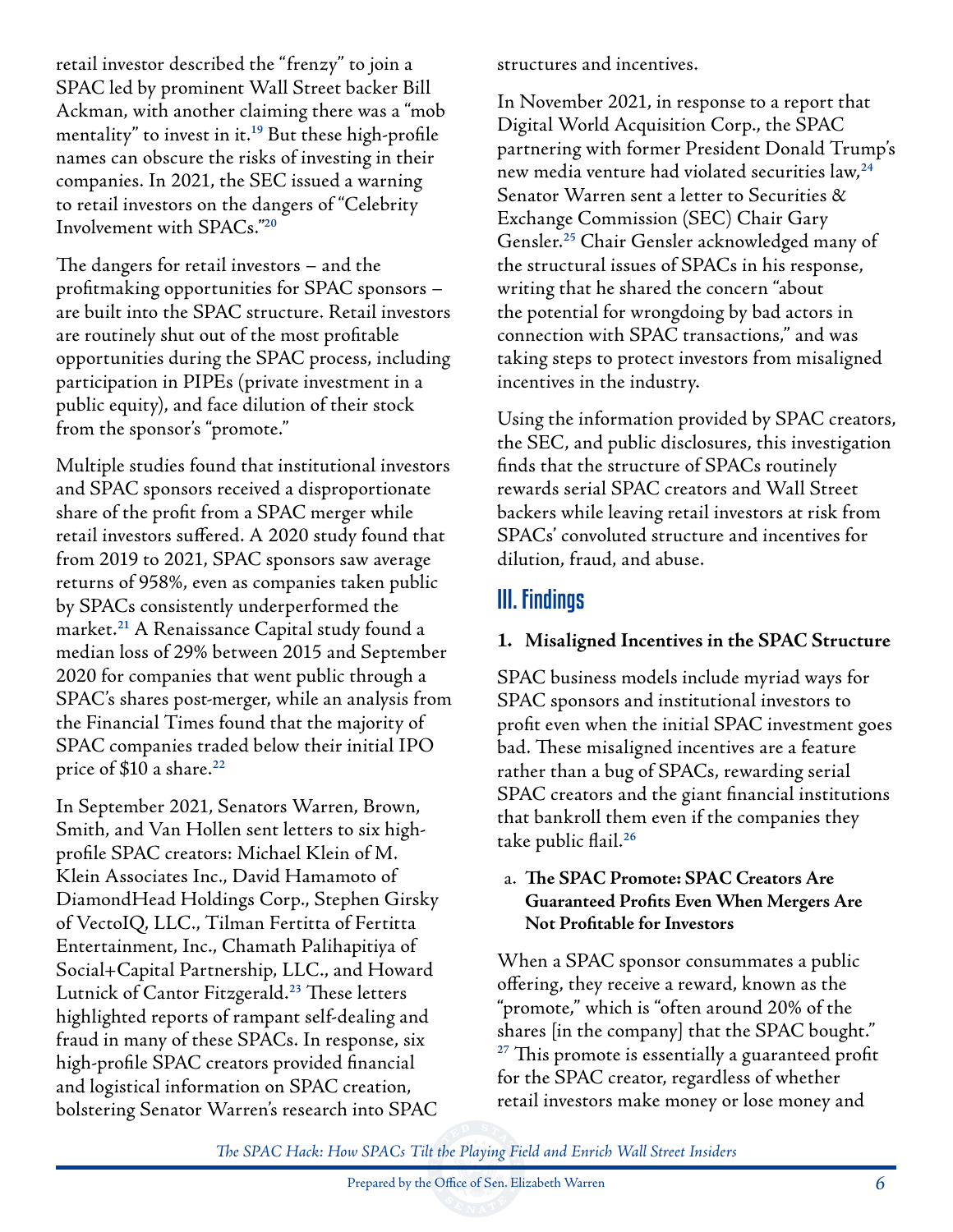retail investor described the "frenzy" to join a SPAC led by prominent Wall Street backer Bill Ackman, with another claiming there was a "mob mentality" to invest in it.[19] But these high-profile names can obscure the risks of investing in their companies. In 2021, the SEC issued a warning to retail investors on the dangers of "Celebrity Involvement with SPACs."[20]

The dangers for retail investors – and the profitmaking opportunities for SPAC sponsors – are built into the SPAC structure. Retail investors are routinely shut out of the most profitable opportunities during the SPAC process, including participation in PIPEs (private investment in a public equity), and face dilution of their stock from the sponsor's "promote."

Multiple studies found that institutional investors and SPAC sponsors received a disproportionate share of the profit from a SPAC merger while retail investors suffered. A 2020 study found that from 2019 to 2021, SPAC sponsors saw average returns of 958%, even as companies taken public by SPACs consistently underperformed the market.[21] A Renaissance Capital study found a median loss of 29% between 2015 and September 2020 for companies that went public through a SPAC's shares post-merger, while an analysis from the Financial Times found that the majority of SPAC companies traded below their initial IPO price of $10 a share.[22]

In September 2021, Senators Warren, Brown, Smith, and Van Hollen sent letters to six high-profile SPAC creators: Michael Klein of M. Klein Associates Inc., David Hamamoto of DiamondHead Holdings Corp., Stephen Girsky of VectoIQ, LLC., Tilman Fertitta of Fertitta Entertainment, Inc., Chamath Palihapitiya of Social+Capital Partnership, LLC., and Howard Lutnick of Cantor Fitzgerald.[23] These letters highlighted reports of rampant self-dealing and fraud in many of these SPACs. In response, six high-profile SPAC creators provided financial and logistical information on SPAC creation, bolstering Senator Warren's research into SPAC structures and incentives.

In November 2021, in response to a report that Digital World Acquisition Corp., the SPAC partnering with former President Donald Trump's new media venture had violated securities law,[24] Senator Warren sent a letter to Securities & Exchange Commission (SEC) Chair Gary Gensler.[25] Chair Gensler acknowledged many of the structural issues of SPACs in his response, writing that he shared the concern "about the potential for wrongdoing by bad actors in connection with SPAC transactions," and was taking steps to protect investors from misaligned incentives in the industry.

Using the information provided by SPAC creators, the SEC, and public disclosures, this investigation finds that the structure of SPACs routinely rewards serial SPAC creators and Wall Street backers while leaving retail investors at risk from SPACs' convoluted structure and incentives for dilution, fraud, and abuse.

## III. Findings

### 1. Misaligned Incentives in the SPAC Structure

SPAC business models include myriad ways for SPAC sponsors and institutional investors to profit even when the initial SPAC investment goes bad. These misaligned incentives are a feature rather than a bug of SPACs, rewarding serial SPAC creators and the giant financial institutions that bankroll them even if the companies they take public flail.[26]

#### a. The SPAC Promote: SPAC Creators Are Guaranteed Profits Even When Mergers Are Not Profitable for Investors

When a SPAC sponsor consummates a public offering, they receive a reward, known as the "promote," which is "often around 20% of the shares [in the company] that the SPAC bought."[27] This promote is essentially a guaranteed profit for the SPAC creator, regardless of whether retail investors make money or lose money and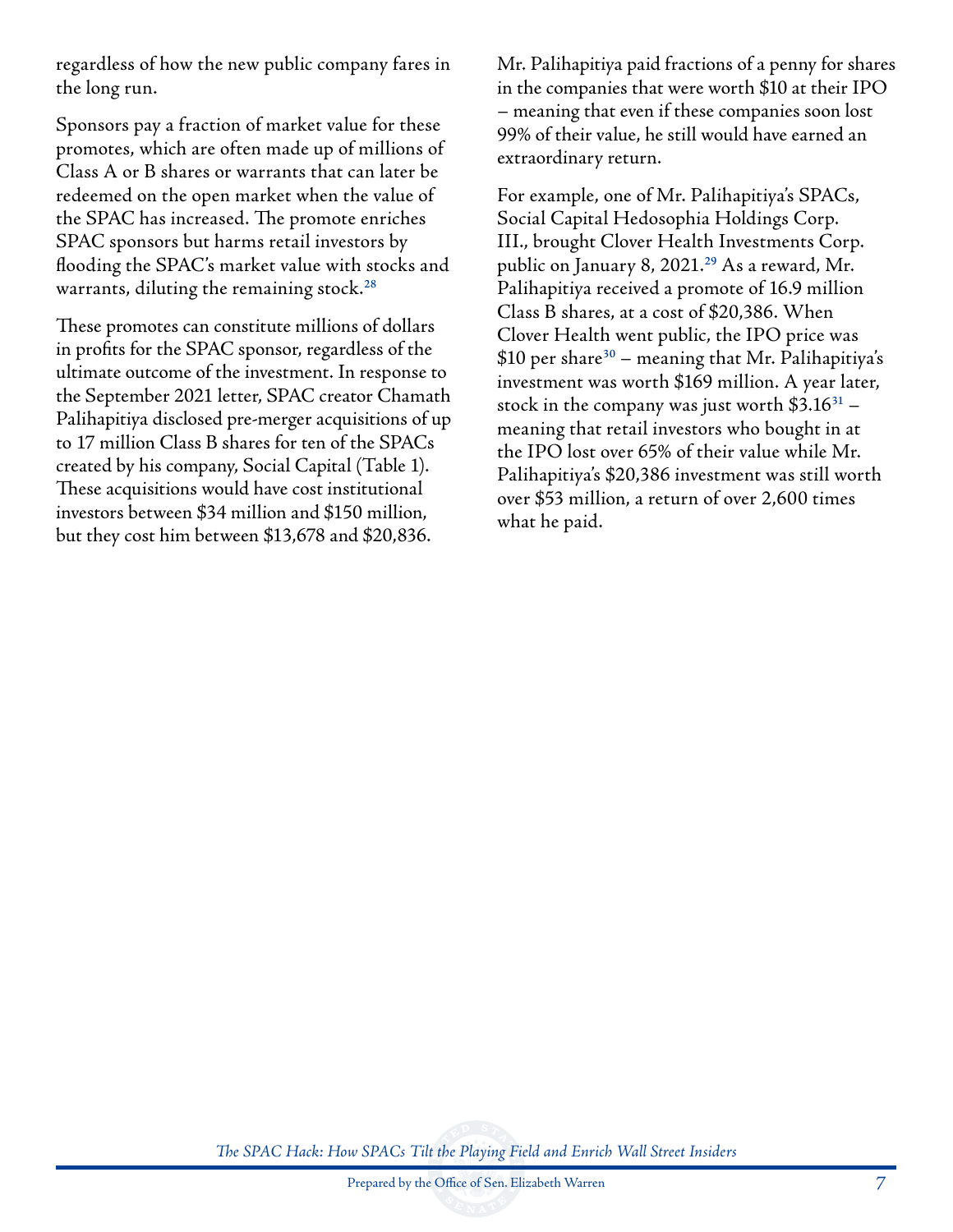regardless of how the new public company fares in the long run.

Sponsors pay a fraction of market value for these promotes, which are often made up of millions of Class A or B shares or warrants that can later be redeemed on the open market when the value of the SPAC has increased. The promote enriches SPAC sponsors but harms retail investors by flooding the SPAC's market value with stocks and warrants, diluting the remaining stock.[28]

These promotes can constitute millions of dollars in profits for the SPAC sponsor, regardless of the ultimate outcome of the investment. In response to the September 2021 letter, SPAC creator Chamath Palihapitiya disclosed pre-merger acquisitions of up to 17 million Class B shares for ten of the SPACs created by his company, Social Capital (Table 1). These acquisitions would have cost institutional investors between $34 million and $150 million, but they cost him between $13,678 and $20,836.

Mr. Palihapitiya paid fractions of a penny for shares in the companies that were worth $10 at their IPO – meaning that even if these companies soon lost 99% of their value, he still would have earned an extraordinary return.

For example, one of Mr. Palihapitiya's SPACs, Social Capital Hedosophia Holdings Corp. III., brought Clover Health Investments Corp. public on January 8, 2021.[29] As a reward, Mr. Palihapitiya received a promote of 16.9 million Class B shares, at a cost of $20,386. When Clover Health went public, the IPO price was $10 per share[30] – meaning that Mr. Palihapitiya's investment was worth $169 million. A year later, stock in the company was just worth $3.16[31] – meaning that retail investors who bought in at the IPO lost over 65% of their value while Mr. Palihapitiya's $20,386 investment was still worth over $53 million, a return of over 2,600 times what he paid.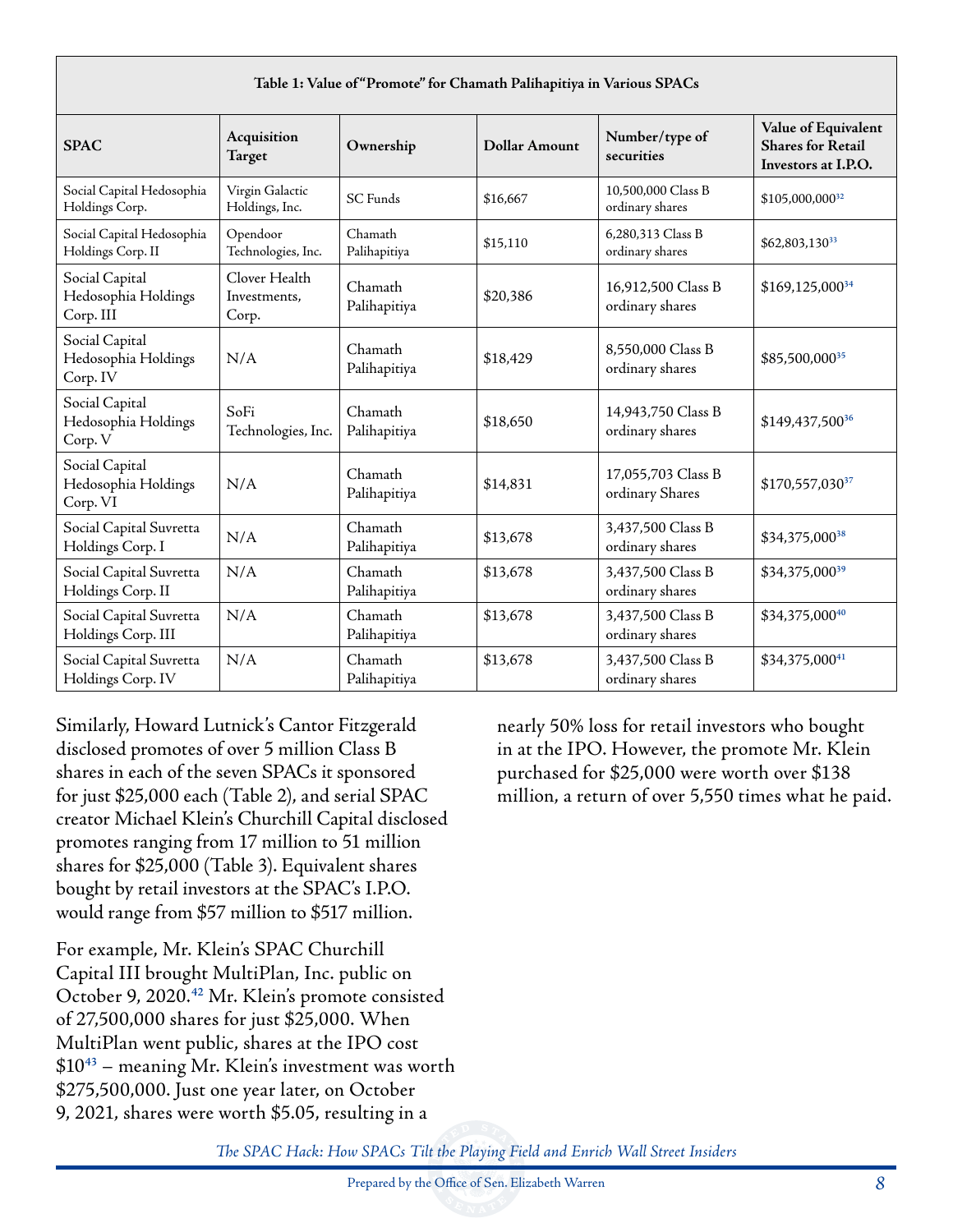**Table 1: Value of "Promote" for Chamath Palihapitiya in Various SPACs**

| SPAC | Acquisition Target | Ownership | Dollar Amount | Number/type of securities | Value of Equivalent Shares for Retail Investors at I.P.O. |
|---|---|---|---|---|---|
| Social Capital Hedosophia Holdings Corp. | Virgin Galactic Holdings, Inc. | SC Funds | $16,667 | 10,500,000 Class B ordinary shares | $105,000,000[32] |
| Social Capital Hedosophia Holdings Corp. II | Opendoor Technologies, Inc. | Chamath Palihapitiya | $15,110 | 6,280,313 Class B ordinary shares | $62,803,130[33] |
| Social Capital Hedosophia Holdings Corp. III | Clover Health Investments, Corp. | Chamath Palihapitiya | $20,386 | 16,912,500 Class B ordinary shares | $169,125,000[34] |
| Social Capital Hedosophia Holdings Corp. IV | N/A | Chamath Palihapitiya | $18,429 | 8,550,000 Class B ordinary shares | $85,500,000[35] |
| Social Capital Hedosophia Holdings Corp. V | SoFi Technologies, Inc. | Chamath Palihapitiya | $18,650 | 14,943,750 Class B ordinary shares | $149,437,500[36] |
| Social Capital Hedosophia Holdings Corp. VI | N/A | Chamath Palihapitiya | $14,831 | 17,055,703 Class B ordinary Shares | $170,557,030[37] |
| Social Capital Suvretta Holdings Corp. I | N/A | Chamath Palihapitiya | $13,678 | 3,437,500 Class B ordinary shares | $34,375,000[38] |
| Social Capital Suvretta Holdings Corp. II | N/A | Chamath Palihapitiya | $13,678 | 3,437,500 Class B ordinary shares | $34,375,000[39] |
| Social Capital Suvretta Holdings Corp. III | N/A | Chamath Palihapitiya | $13,678 | 3,437,500 Class B ordinary shares | $34,375,000[40] |
| Social Capital Suvretta Holdings Corp. IV | N/A | Chamath Palihapitiya | $13,678 | 3,437,500 Class B ordinary shares | $34,375,000[41] |

Similarly, Howard Lutnick's Cantor Fitzgerald disclosed promotes of over 5 million Class B shares in each of the seven SPACs it sponsored for just $25,000 each (Table 2), and serial SPAC creator Michael Klein's Churchill Capital disclosed promotes ranging from 17 million to 51 million shares for $25,000 (Table 3). Equivalent shares bought by retail investors at the SPAC's I.P.O. would range from $57 million to $517 million.

For example, Mr. Klein's SPAC Churchill Capital III brought MultiPlan, Inc. public on October 9, 2020.[42] Mr. Klein's promote consisted of 27,500,000 shares for just $25,000. When MultiPlan went public, shares at the IPO cost $10[43] – meaning Mr. Klein's investment was worth $275,500,000. Just one year later, on October 9, 2021, shares were worth $5.05, resulting in a nearly 50% loss for retail investors who bought in at the IPO. However, the promote Mr. Klein purchased for $25,000 were worth over $138 million, a return of over 5,550 times what he paid.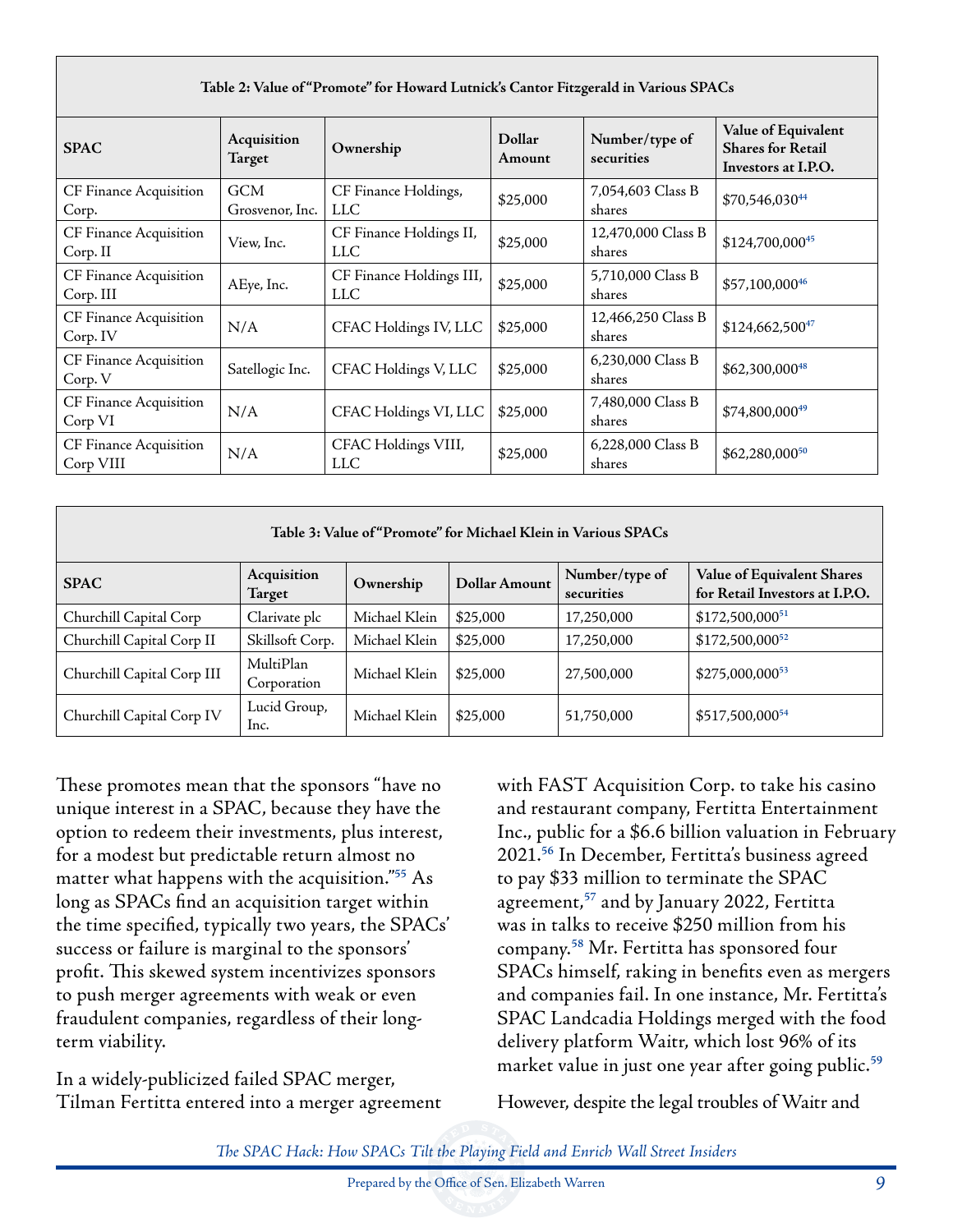| Table 2: Value of "Promote" for Howard Lutnick's Cantor Fitzgerald in Various SPACs | | | | | |
|---|---|---|---|---|---|
| **SPAC** | **Acquisition Target** | **Ownership** | **Dollar Amount** | **Number/type of securities** | **Value of Equivalent Shares for Retail Investors at I.P.O.** |
| CF Finance Acquisition Corp. | GCM Grosvenor, Inc. | CF Finance Holdings, LLC | $25,000 | 7,054,603 Class B shares | $70,546,030[44] |
| CF Finance Acquisition Corp. II | View, Inc. | CF Finance Holdings II, LLC | $25,000 | 12,470,000 Class B shares | $124,700,000[45] |
| CF Finance Acquisition Corp. III | AEye, Inc. | CF Finance Holdings III, LLC | $25,000 | 5,710,000 Class B shares | $57,100,000[46] |
| CF Finance Acquisition Corp. IV | N/A | CFAC Holdings IV, LLC | $25,000 | 12,466,250 Class B shares | $124,662,500[47] |
| CF Finance Acquisition Corp. V | Satellogic Inc. | CFAC Holdings V, LLC | $25,000 | 6,230,000 Class B shares | $62,300,000[48] |
| CF Finance Acquisition Corp VI | N/A | CFAC Holdings VI, LLC | $25,000 | 7,480,000 Class B shares | $74,800,000[49] |
| CF Finance Acquisition Corp VIII | N/A | CFAC Holdings VIII, LLC | $25,000 | 6,228,000 Class B shares | $62,280,000[50] |

| Table 3: Value of "Promote" for Michael Klein in Various SPACs | | | | | |
|---|---|---|---|---|---|
| **SPAC** | **Acquisition Target** | **Ownership** | **Dollar Amount** | **Number/type of securities** | **Value of Equivalent Shares for Retail Investors at I.P.O.** |
| Churchill Capital Corp | Clarivate plc | Michael Klein | $25,000 | 17,250,000 | $172,500,000[51] |
| Churchill Capital Corp II | Skillsoft Corp. | Michael Klein | $25,000 | 17,250,000 | $172,500,000[52] |
| Churchill Capital Corp III | MultiPlan Corporation | Michael Klein | $25,000 | 27,500,000 | $275,000,000[53] |
| Churchill Capital Corp IV | Lucid Group, Inc. | Michael Klein | $25,000 | 51,750,000 | $517,500,000[54] |

These promotes mean that the sponsors "have no unique interest in a SPAC, because they have the option to redeem their investments, plus interest, for a modest but predictable return almost no matter what happens with the acquisition."[55] As long as SPACs find an acquisition target within the time specified, typically two years, the SPACs' success or failure is marginal to the sponsors' profit. This skewed system incentivizes sponsors to push merger agreements with weak or even fraudulent companies, regardless of their long-term viability.

In a widely-publicized failed SPAC merger, Tilman Fertitta entered into a merger agreement with FAST Acquisition Corp. to take his casino and restaurant company, Fertitta Entertainment Inc., public for a $6.6 billion valuation in February 2021.[56] In December, Fertitta's business agreed to pay $33 million to terminate the SPAC agreement,[57] and by January 2022, Fertitta was in talks to receive $250 million from his company.[58] Mr. Fertitta has sponsored four SPACs himself, raking in benefits even as mergers and companies fail. In one instance, Mr. Fertitta's SPAC Landcadia Holdings merged with the food delivery platform Waitr, which lost 96% of its market value in just one year after going public.[59]

However, despite the legal troubles of Waitr and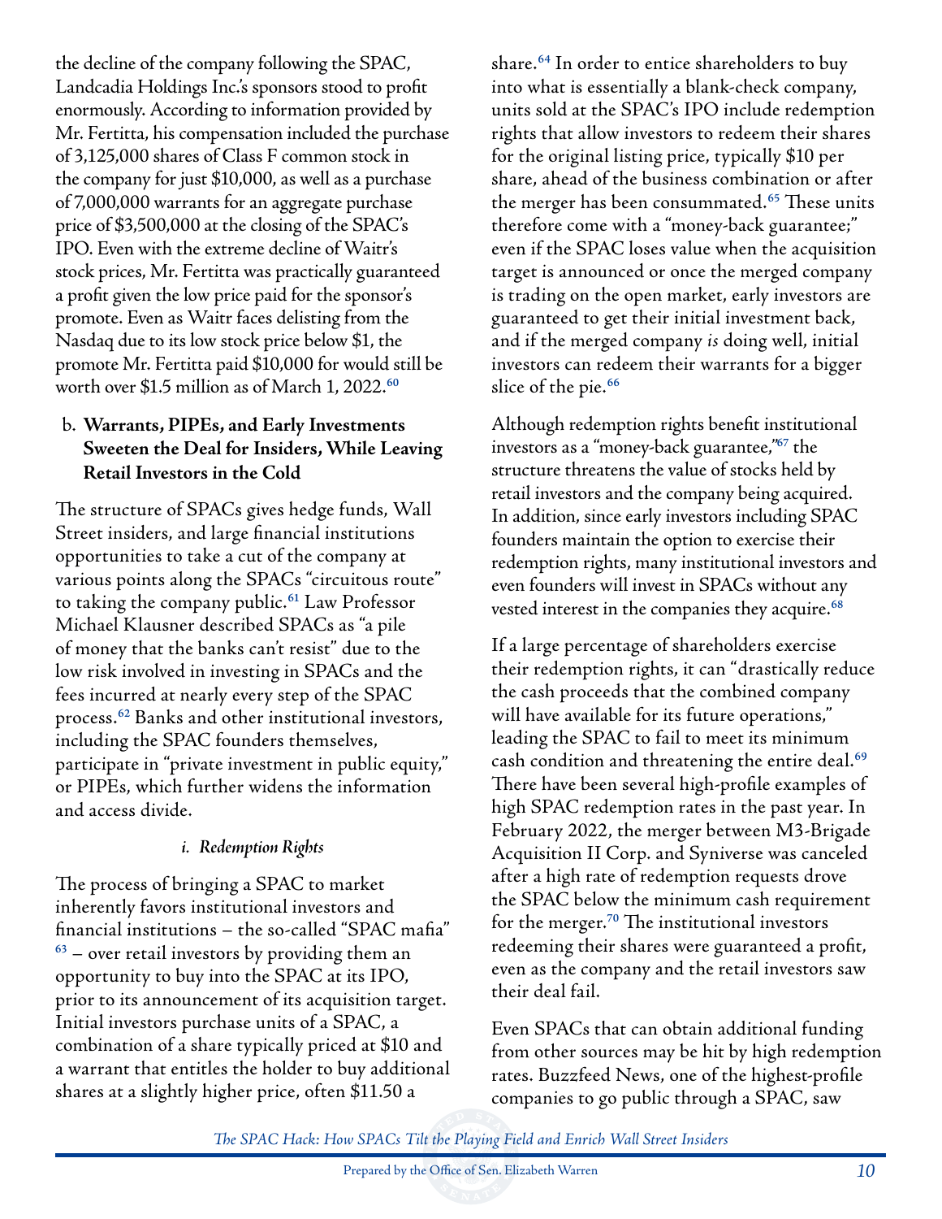the decline of the company following the SPAC, Landcadia Holdings Inc.'s sponsors stood to profit enormously. According to information provided by Mr. Fertitta, his compensation included the purchase of 3,125,000 shares of Class F common stock in the company for just $10,000, as well as a purchase of 7,000,000 warrants for an aggregate purchase price of $3,500,000 at the closing of the SPAC's IPO. Even with the extreme decline of Waitr's stock prices, Mr. Fertitta was practically guaranteed a profit given the low price paid for the sponsor's promote. Even as Waitr faces delisting from the Nasdaq due to its low stock price below $1, the promote Mr. Fertitta paid $10,000 for would still be worth over $1.5 million as of March 1, 2022.[60]

### b. Warrants, PIPEs, and Early Investments Sweeten the Deal for Insiders, While Leaving Retail Investors in the Cold

The structure of SPACs gives hedge funds, Wall Street insiders, and large financial institutions opportunities to take a cut of the company at various points along the SPACs "circuitous route" to taking the company public.[61] Law Professor Michael Klausner described SPACs as "a pile of money that the banks can't resist" due to the low risk involved in investing in SPACs and the fees incurred at nearly every step of the SPAC process.[62] Banks and other institutional investors, including the SPAC founders themselves, participate in "private investment in public equity," or PIPEs, which further widens the information and access divide.

#### *i. Redemption Rights*

The process of bringing a SPAC to market inherently favors institutional investors and financial institutions – the so-called "SPAC mafia" [63] – over retail investors by providing them an opportunity to buy into the SPAC at its IPO, prior to its announcement of its acquisition target. Initial investors purchase units of a SPAC, a combination of a share typically priced at $10 and a warrant that entitles the holder to buy additional shares at a slightly higher price, often $11.50 a share.[64] In order to entice shareholders to buy into what is essentially a blank-check company, units sold at the SPAC's IPO include redemption rights that allow investors to redeem their shares for the original listing price, typically $10 per share, ahead of the business combination or after the merger has been consummated.[65] These units therefore come with a "money-back guarantee;" even if the SPAC loses value when the acquisition target is announced or once the merged company is trading on the open market, early investors are guaranteed to get their initial investment back, and if the merged company *is* doing well, initial investors can redeem their warrants for a bigger slice of the pie.[66]

Although redemption rights benefit institutional investors as a "money-back guarantee,"[67] the structure threatens the value of stocks held by retail investors and the company being acquired. In addition, since early investors including SPAC founders maintain the option to exercise their redemption rights, many institutional investors and even founders will invest in SPACs without any vested interest in the companies they acquire.[68]

If a large percentage of shareholders exercise their redemption rights, it can "drastically reduce the cash proceeds that the combined company will have available for its future operations," leading the SPAC to fail to meet its minimum cash condition and threatening the entire deal.[69] There have been several high-profile examples of high SPAC redemption rates in the past year. In February 2022, the merger between M3-Brigade Acquisition II Corp. and Syniverse was canceled after a high rate of redemption requests drove the SPAC below the minimum cash requirement for the merger.[70] The institutional investors redeeming their shares were guaranteed a profit, even as the company and the retail investors saw their deal fail.

Even SPACs that can obtain additional funding from other sources may be hit by high redemption rates. Buzzfeed News, one of the highest-profile companies to go public through a SPAC, saw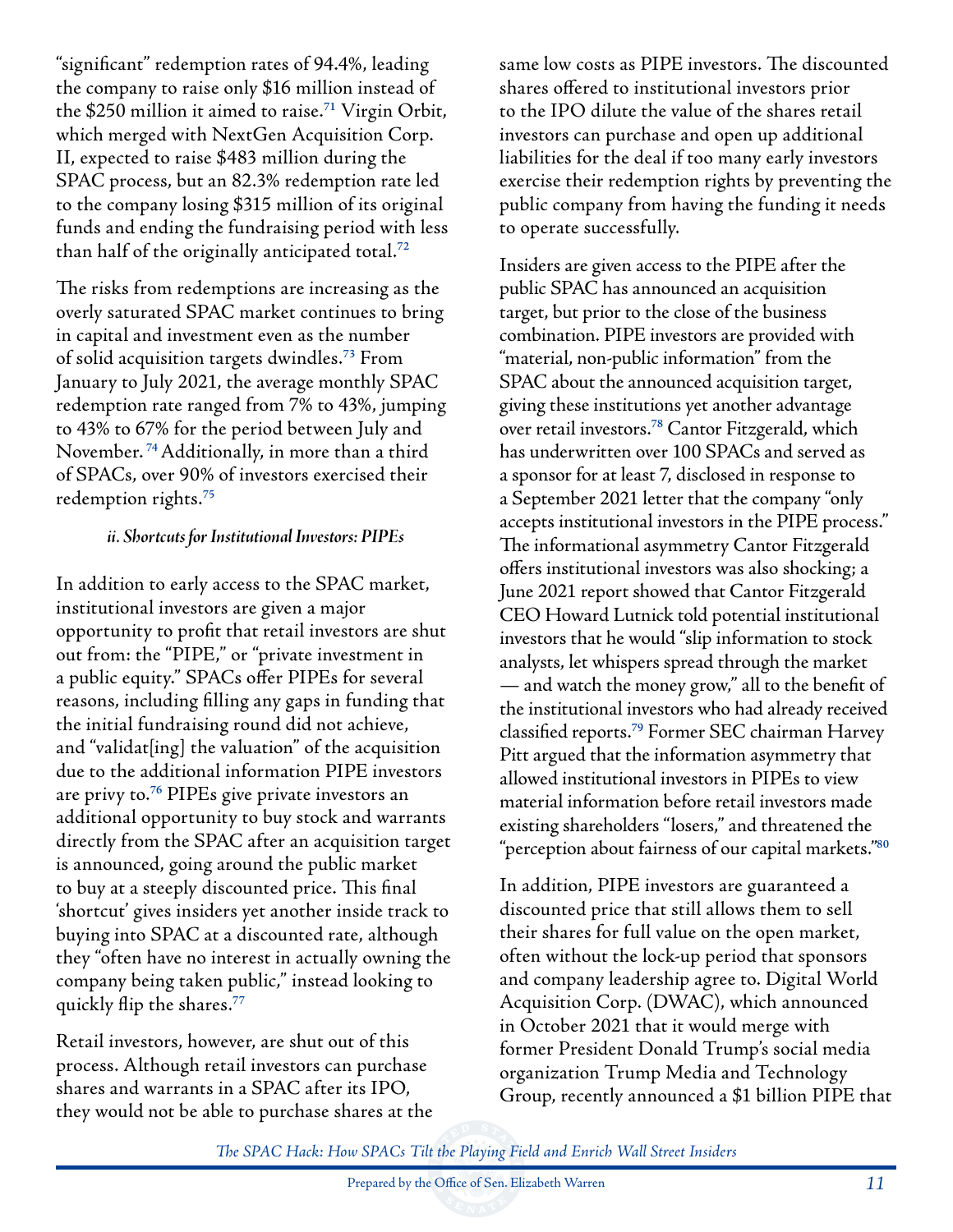"significant" redemption rates of 94.4%, leading the company to raise only $16 million instead of the $250 million it aimed to raise.[71] Virgin Orbit, which merged with NextGen Acquisition Corp. II, expected to raise $483 million during the SPAC process, but an 82.3% redemption rate led to the company losing $315 million of its original funds and ending the fundraising period with less than half of the originally anticipated total.[72]

The risks from redemptions are increasing as the overly saturated SPAC market continues to bring in capital and investment even as the number of solid acquisition targets dwindles.[73] From January to July 2021, the average monthly SPAC redemption rate ranged from 7% to 43%, jumping to 43% to 67% for the period between July and November.[74] Additionally, in more than a third of SPACs, over 90% of investors exercised their redemption rights.[75]

#### *ii. Shortcuts for Institutional Investors: PIPEs*

In addition to early access to the SPAC market, institutional investors are given a major opportunity to profit that retail investors are shut out from: the "PIPE," or "private investment in a public equity." SPACs offer PIPEs for several reasons, including filling any gaps in funding that the initial fundraising round did not achieve, and "validat[ing] the valuation" of the acquisition due to the additional information PIPE investors are privy to.[76] PIPEs give private investors an additional opportunity to buy stock and warrants directly from the SPAC after an acquisition target is announced, going around the public market to buy at a steeply discounted price. This final 'shortcut' gives insiders yet another inside track to buying into SPAC at a discounted rate, although they "often have no interest in actually owning the company being taken public," instead looking to quickly flip the shares.[77]

Retail investors, however, are shut out of this process. Although retail investors can purchase shares and warrants in a SPAC after its IPO, they would not be able to purchase shares at the same low costs as PIPE investors. The discounted shares offered to institutional investors prior to the IPO dilute the value of the shares retail investors can purchase and open up additional liabilities for the deal if too many early investors exercise their redemption rights by preventing the public company from having the funding it needs to operate successfully.

Insiders are given access to the PIPE after the public SPAC has announced an acquisition target, but prior to the close of the business combination. PIPE investors are provided with "material, non-public information" from the SPAC about the announced acquisition target, giving these institutions yet another advantage over retail investors.[78] Cantor Fitzgerald, which has underwritten over 100 SPACs and served as a sponsor for at least 7, disclosed in response to a September 2021 letter that the company "only accepts institutional investors in the PIPE process." The informational asymmetry Cantor Fitzgerald offers institutional investors was also shocking; a June 2021 report showed that Cantor Fitzgerald CEO Howard Lutnick told potential institutional investors that he would "slip information to stock analysts, let whispers spread through the market — and watch the money grow," all to the benefit of the institutional investors who had already received classified reports.[79] Former SEC chairman Harvey Pitt argued that the information asymmetry that allowed institutional investors in PIPEs to view material information before retail investors made existing shareholders "losers," and threatened the "perception about fairness of our capital markets."[80]

In addition, PIPE investors are guaranteed a discounted price that still allows them to sell their shares for full value on the open market, often without the lock-up period that sponsors and company leadership agree to. Digital World Acquisition Corp. (DWAC), which announced in October 2021 that it would merge with former President Donald Trump's social media organization Trump Media and Technology Group, recently announced a $1 billion PIPE that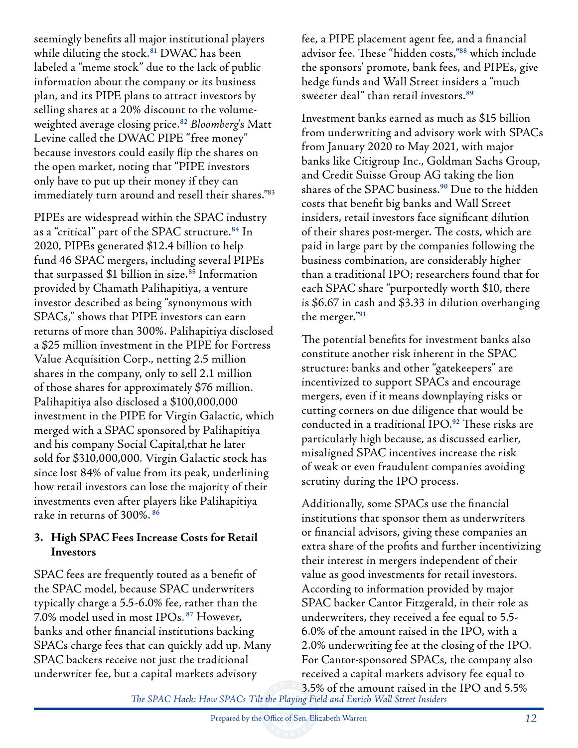seemingly benefits all major institutional players while diluting the stock.[81] DWAC has been labeled a "meme stock" due to the lack of public information about the company or its business plan, and its PIPE plans to attract investors by selling shares at a 20% discount to the volume-weighted average closing price.[82] *Bloomberg*'s Matt Levine called the DWAC PIPE "free money" because investors could easily flip the shares on the open market, noting that "PIPE investors only have to put up their money if they can immediately turn around and resell their shares."[83]

PIPEs are widespread within the SPAC industry as a "critical" part of the SPAC structure.[84] In 2020, PIPEs generated $12.4 billion to help fund 46 SPAC mergers, including several PIPEs that surpassed $1 billion in size.[85] Information provided by Chamath Palihapitiya, a venture investor described as being "synonymous with SPACs," shows that PIPE investors can earn returns of more than 300%. Palihapitiya disclosed a $25 million investment in the PIPE for Fortress Value Acquisition Corp., netting 2.5 million shares in the company, only to sell 2.1 million of those shares for approximately $76 million. Palihapitiya also disclosed a $100,000,000 investment in the PIPE for Virgin Galactic, which merged with a SPAC sponsored by Palihapitiya and his company Social Capital,that he later sold for $310,000,000. Virgin Galactic stock has since lost 84% of value from its peak, underlining how retail investors can lose the majority of their investments even after players like Palihapitiya rake in returns of 300%. [86]

### 3. High SPAC Fees Increase Costs for Retail Investors

SPAC fees are frequently touted as a benefit of the SPAC model, because SPAC underwriters typically charge a 5.5-6.0% fee, rather than the 7.0% model used in most IPOs. [87] However, banks and other financial institutions backing SPACs charge fees that can quickly add up. Many SPAC backers receive not just the traditional underwriter fee, but a capital markets advisory fee, a PIPE placement agent fee, and a financial advisor fee. These "hidden costs,"[88] which include the sponsors' promote, bank fees, and PIPEs, give hedge funds and Wall Street insiders a "much sweeter deal" than retail investors.[89]

Investment banks earned as much as $15 billion from underwriting and advisory work with SPACs from January 2020 to May 2021, with major banks like Citigroup Inc., Goldman Sachs Group, and Credit Suisse Group AG taking the lion shares of the SPAC business.[90] Due to the hidden costs that benefit big banks and Wall Street insiders, retail investors face significant dilution of their shares post-merger. The costs, which are paid in large part by the companies following the business combination, are considerably higher than a traditional IPO; researchers found that for each SPAC share "purportedly worth $10, there is $6.67 in cash and $3.33 in dilution overhanging the merger."[91]

The potential benefits for investment banks also constitute another risk inherent in the SPAC structure: banks and other "gatekeepers" are incentivized to support SPACs and encourage mergers, even if it means downplaying risks or cutting corners on due diligence that would be conducted in a traditional IPO.[92] These risks are particularly high because, as discussed earlier, misaligned SPAC incentives increase the risk of weak or even fraudulent companies avoiding scrutiny during the IPO process.

Additionally, some SPACs use the financial institutions that sponsor them as underwriters or financial advisors, giving these companies an extra share of the profits and further incentivizing their interest in mergers independent of their value as good investments for retail investors. According to information provided by major SPAC backer Cantor Fitzgerald, in their role as underwriters, they received a fee equal to 5.5-6.0% of the amount raised in the IPO, with a 2.0% underwriting fee at the closing of the IPO. For Cantor-sponsored SPACs, the company also received a capital markets advisory fee equal to 3.5% of the amount raised in the IPO and 5.5%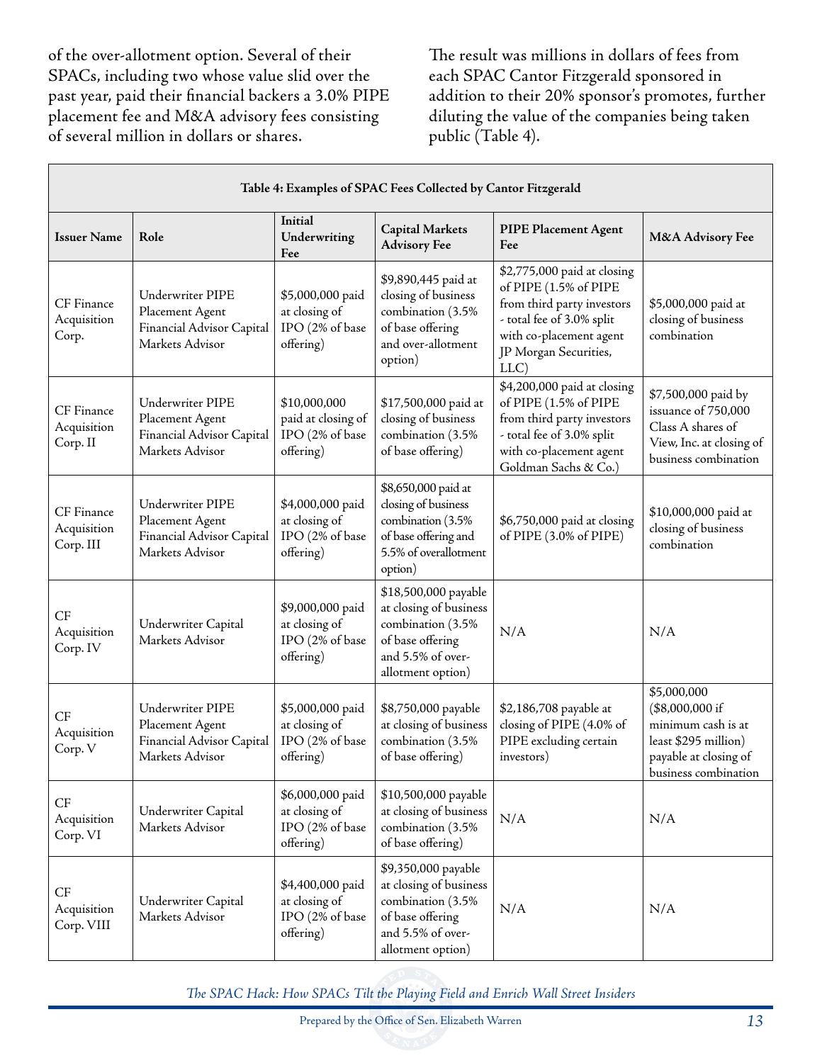of the over-allotment option. Several of their SPACs, including two whose value slid over the past year, paid their financial backers a 3.0% PIPE placement fee and M&A advisory fees consisting of several million in dollars or shares.

The result was millions in dollars of fees from each SPAC Cantor Fitzgerald sponsored in addition to their 20% sponsor's promotes, further diluting the value of the companies being taken public (Table 4).

**Table 4: Examples of SPAC Fees Collected by Cantor Fitzgerald**

| Issuer Name | Role | Initial Underwriting Fee | Capital Markets Advisory Fee | PIPE Placement Agent Fee | M&A Advisory Fee |
|---|---|---|---|---|---|
| CF Finance Acquisition Corp. | Underwriter PIPE Placement Agent Financial Advisor Capital Markets Advisor | $5,000,000 paid at closing of IPO (2% of base offering) | $9,890,445 paid at closing of business combination (3.5% of base offering and over-allotment option) | $2,775,000 paid at closing of PIPE (1.5% of PIPE from third party investors - total fee of 3.0% split with co-placement agent JP Morgan Securities, LLC) | $5,000,000 paid at closing of business combination |
| CF Finance Acquisition Corp. II | Underwriter PIPE Placement Agent Financial Advisor Capital Markets Advisor | $10,000,000 paid at closing of IPO (2% of base offering) | $17,500,000 paid at closing of business combination (3.5% of base offering) | $4,200,000 paid at closing of PIPE (1.5% of PIPE from third party investors - total fee of 3.0% split with co-placement agent Goldman Sachs & Co.) | $7,500,000 paid by issuance of 750,000 Class A shares of View, Inc. at closing of business combination |
| CF Finance Acquisition Corp. III | Underwriter PIPE Placement Agent Financial Advisor Capital Markets Advisor | $4,000,000 paid at closing of IPO (2% of base offering) | $8,650,000 paid at closing of business combination (3.5% of base offering and 5.5% of overallotment option) | $6,750,000 paid at closing of PIPE (3.0% of PIPE) | $10,000,000 paid at closing of business combination |
| CF Acquisition Corp. IV | Underwriter Capital Markets Advisor | $9,000,000 paid at closing of IPO (2% of base offering) | $18,500,000 payable at closing of business combination (3.5% of base offering and 5.5% of over-allotment option) | N/A | N/A |
| CF Acquisition Corp. V | Underwriter PIPE Placement Agent Financial Advisor Capital Markets Advisor | $5,000,000 paid at closing of IPO (2% of base offering) | $8,750,000 payable at closing of business combination (3.5% of base offering) | $2,186,708 payable at closing of PIPE (4.0% of PIPE excluding certain investors) | $5,000,000 ($8,000,000 if minimum cash is at least $295 million) payable at closing of business combination |
| CF Acquisition Corp. VI | Underwriter Capital Markets Advisor | $6,000,000 paid at closing of IPO (2% of base offering) | $10,500,000 payable at closing of business combination (3.5% of base offering) | N/A | N/A |
| CF Acquisition Corp. VIII | Underwriter Capital Markets Advisor | $4,400,000 paid at closing of IPO (2% of base offering) | $9,350,000 payable at closing of business combination (3.5% of base offering and 5.5% of over-allotment option) | N/A | N/A |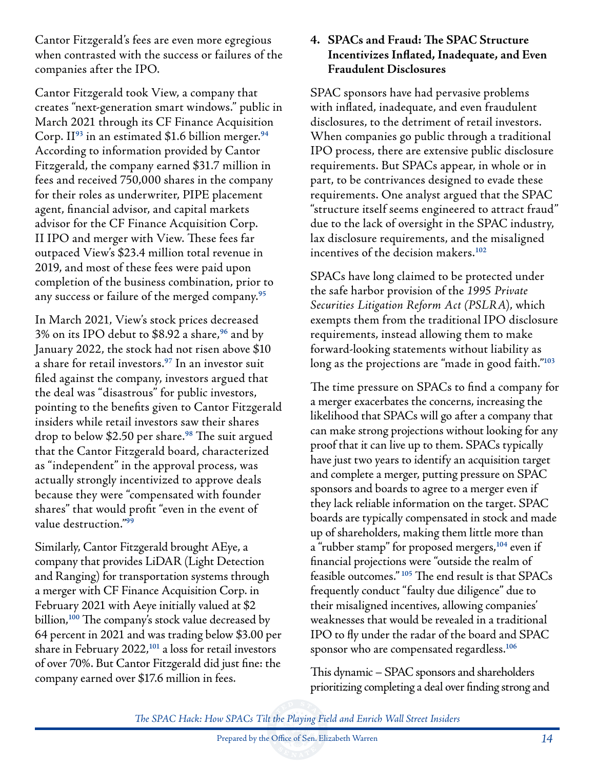Cantor Fitzgerald's fees are even more egregious when contrasted with the success or failures of the companies after the IPO.

Cantor Fitzgerald took View, a company that creates "next-generation smart windows." public in March 2021 through its CF Finance Acquisition Corp. II[93] in an estimated $1.6 billion merger.[94] According to information provided by Cantor Fitzgerald, the company earned $31.7 million in fees and received 750,000 shares in the company for their roles as underwriter, PIPE placement agent, financial advisor, and capital markets advisor for the CF Finance Acquisition Corp. II IPO and merger with View. These fees far outpaced View's $23.4 million total revenue in 2019, and most of these fees were paid upon completion of the business combination, prior to any success or failure of the merged company.[95]

In March 2021, View's stock prices decreased 3% on its IPO debut to $8.92 a share,[96] and by January 2022, the stock had not risen above $10 a share for retail investors.[97] In an investor suit filed against the company, investors argued that the deal was "disastrous" for public investors, pointing to the benefits given to Cantor Fitzgerald insiders while retail investors saw their shares drop to below $2.50 per share.[98] The suit argued that the Cantor Fitzgerald board, characterized as "independent" in the approval process, was actually strongly incentivized to approve deals because they were "compensated with founder shares" that would profit "even in the event of value destruction."[99]

Similarly, Cantor Fitzgerald brought AEye, a company that provides LiDAR (Light Detection and Ranging) for transportation systems through a merger with CF Finance Acquisition Corp. in February 2021 with Aeye initially valued at $2 billion,[100] The company's stock value decreased by 64 percent in 2021 and was trading below $3.00 per share in February 2022,[101] a loss for retail investors of over 70%. But Cantor Fitzgerald did just fine: the company earned over $17.6 million in fees.

#### 4. SPACs and Fraud: The SPAC Structure Incentivizes Inflated, Inadequate, and Even Fraudulent Disclosures

SPAC sponsors have had pervasive problems with inflated, inadequate, and even fraudulent disclosures, to the detriment of retail investors. When companies go public through a traditional IPO process, there are extensive public disclosure requirements. But SPACs appear, in whole or in part, to be contrivances designed to evade these requirements. One analyst argued that the SPAC "structure itself seems engineered to attract fraud" due to the lack of oversight in the SPAC industry, lax disclosure requirements, and the misaligned incentives of the decision makers.[102]

SPACs have long claimed to be protected under the safe harbor provision of the *1995 Private Securities Litigation Reform Act (PSLRA)*, which exempts them from the traditional IPO disclosure requirements, instead allowing them to make forward-looking statements without liability as long as the projections are "made in good faith."[103]

The time pressure on SPACs to find a company for a merger exacerbates the concerns, increasing the likelihood that SPACs will go after a company that can make strong projections without looking for any proof that it can live up to them. SPACs typically have just two years to identify an acquisition target and complete a merger, putting pressure on SPAC sponsors and boards to agree to a merger even if they lack reliable information on the target. SPAC boards are typically compensated in stock and made up of shareholders, making them little more than a "rubber stamp" for proposed mergers,[104] even if financial projections were "outside the realm of feasible outcomes." [105] The end result is that SPACs frequently conduct "faulty due diligence" due to their misaligned incentives, allowing companies' weaknesses that would be revealed in a traditional IPO to fly under the radar of the board and SPAC sponsor who are compensated regardless.[106]

This dynamic – SPAC sponsors and shareholders prioritizing completing a deal over finding strong and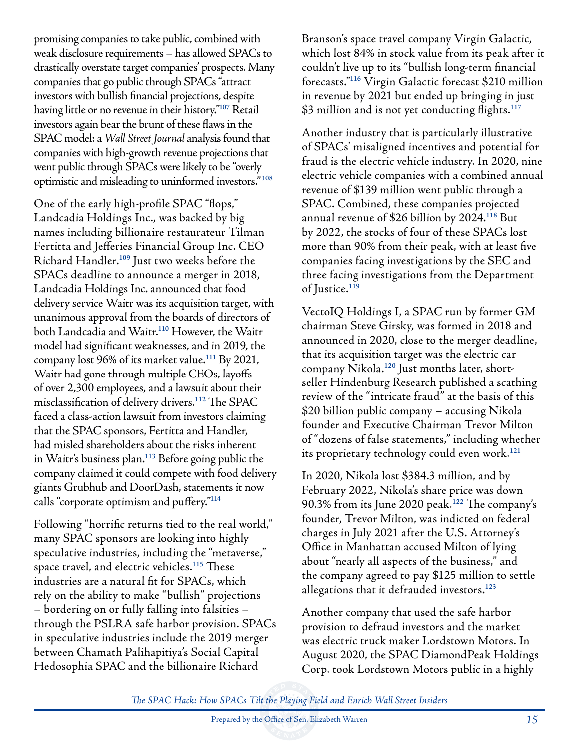promising companies to take public, combined with weak disclosure requirements – has allowed SPACs to drastically overstate target companies' prospects. Many companies that go public through SPACs "attract investors with bullish financial projections, despite having little or no revenue in their history."[107] Retail investors again bear the brunt of these flaws in the SPAC model: a *Wall Street Journal* analysis found that companies with high-growth revenue projections that went public through SPACs were likely to be "overly optimistic and misleading to uninformed investors."[108]

One of the early high-profile SPAC "flops," Landcadia Holdings Inc., was backed by big names including billionaire restaurateur Tilman Fertitta and Jefferies Financial Group Inc. CEO Richard Handler.[109] Just two weeks before the SPACs deadline to announce a merger in 2018, Landcadia Holdings Inc. announced that food delivery service Waitr was its acquisition target, with unanimous approval from the boards of directors of both Landcadia and Waitr.[110] However, the Waitr model had significant weaknesses, and in 2019, the company lost 96% of its market value.[111] By 2021, Waitr had gone through multiple CEOs, layoffs of over 2,300 employees, and a lawsuit about their misclassification of delivery drivers.[112] The SPAC faced a class-action lawsuit from investors claiming that the SPAC sponsors, Fertitta and Handler, had misled shareholders about the risks inherent in Waitr's business plan.[113] Before going public the company claimed it could compete with food delivery giants Grubhub and DoorDash, statements it now calls "corporate optimism and puffery."[114]

Following "horrific returns tied to the real world," many SPAC sponsors are looking into highly speculative industries, including the "metaverse," space travel, and electric vehicles.[115] These industries are a natural fit for SPACs, which rely on the ability to make "bullish" projections – bordering on or fully falling into falsities – through the PSLRA safe harbor provision. SPACs in speculative industries include the 2019 merger between Chamath Palihapitiya's Social Capital Hedosophia SPAC and the billionaire Richard Branson's space travel company Virgin Galactic, which lost 84% in stock value from its peak after it couldn't live up to its "bullish long-term financial forecasts."[116] Virgin Galactic forecast $210 million in revenue by 2021 but ended up bringing in just $3 million and is not yet conducting flights.[117]

Another industry that is particularly illustrative of SPACs' misaligned incentives and potential for fraud is the electric vehicle industry. In 2020, nine electric vehicle companies with a combined annual revenue of $139 million went public through a SPAC. Combined, these companies projected annual revenue of $26 billion by 2024.[118] But by 2022, the stocks of four of these SPACs lost more than 90% from their peak, with at least five companies facing investigations by the SEC and three facing investigations from the Department of Justice.[119]

VectoIQ Holdings I, a SPAC run by former GM chairman Steve Girsky, was formed in 2018 and announced in 2020, close to the merger deadline, that its acquisition target was the electric car company Nikola.[120] Just months later, short-seller Hindenburg Research published a scathing review of the "intricate fraud" at the basis of this $20 billion public company – accusing Nikola founder and Executive Chairman Trevor Milton of "dozens of false statements," including whether its proprietary technology could even work.[121]

In 2020, Nikola lost $384.3 million, and by February 2022, Nikola's share price was down 90.3% from its June 2020 peak.[122] The company's founder, Trevor Milton, was indicted on federal charges in July 2021 after the U.S. Attorney's Office in Manhattan accused Milton of lying about "nearly all aspects of the business," and the company agreed to pay $125 million to settle allegations that it defrauded investors.[123]

Another company that used the safe harbor provision to defraud investors and the market was electric truck maker Lordstown Motors. In August 2020, the SPAC DiamondPeak Holdings Corp. took Lordstown Motors public in a highly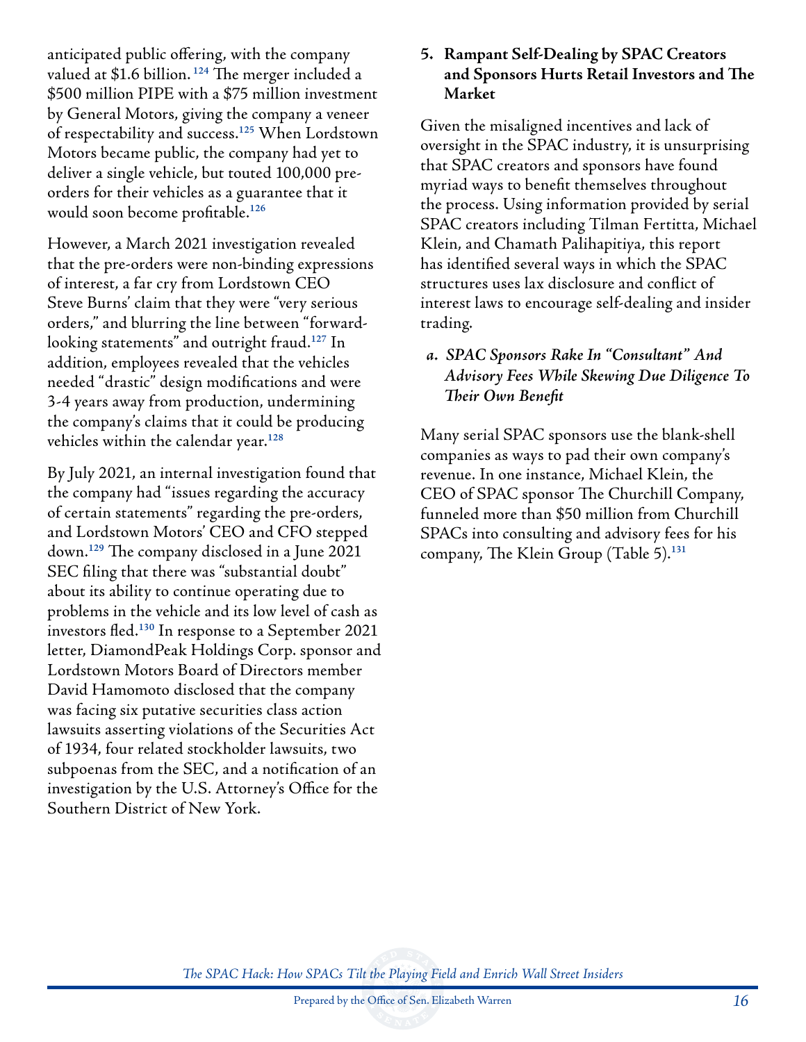anticipated public offering, with the company valued at $1.6 billion. [124] The merger included a $500 million PIPE with a $75 million investment by General Motors, giving the company a veneer of respectability and success.[125] When Lordstown Motors became public, the company had yet to deliver a single vehicle, but touted 100,000 pre-orders for their vehicles as a guarantee that it would soon become profitable.[126]

However, a March 2021 investigation revealed that the pre-orders were non-binding expressions of interest, a far cry from Lordstown CEO Steve Burns' claim that they were "very serious orders," and blurring the line between "forward-looking statements" and outright fraud.[127] In addition, employees revealed that the vehicles needed "drastic" design modifications and were 3-4 years away from production, undermining the company's claims that it could be producing vehicles within the calendar year.[128]

By July 2021, an internal investigation found that the company had "issues regarding the accuracy of certain statements" regarding the pre-orders, and Lordstown Motors' CEO and CFO stepped down.[129] The company disclosed in a June 2021 SEC filing that there was "substantial doubt" about its ability to continue operating due to problems in the vehicle and its low level of cash as investors fled.[130] In response to a September 2021 letter, DiamondPeak Holdings Corp. sponsor and Lordstown Motors Board of Directors member David Hamomoto disclosed that the company was facing six putative securities class action lawsuits asserting violations of the Securities Act of 1934, four related stockholder lawsuits, two subpoenas from the SEC, and a notification of an investigation by the U.S. Attorney's Office for the Southern District of New York.

### 5. Rampant Self-Dealing by SPAC Creators and Sponsors Hurts Retail Investors and The Market

Given the misaligned incentives and lack of oversight in the SPAC industry, it is unsurprising that SPAC creators and sponsors have found myriad ways to benefit themselves throughout the process. Using information provided by serial SPAC creators including Tilman Fertitta, Michael Klein, and Chamath Palihapitiya, this report has identified several ways in which the SPAC structures uses lax disclosure and conflict of interest laws to encourage self-dealing and insider trading.

#### *a. SPAC Sponsors Rake In "Consultant" And Advisory Fees While Skewing Due Diligence To Their Own Benefit*

Many serial SPAC sponsors use the blank-shell companies as ways to pad their own company's revenue. In one instance, Michael Klein, the CEO of SPAC sponsor The Churchill Company, funneled more than $50 million from Churchill SPACs into consulting and advisory fees for his company, The Klein Group (Table 5).[131]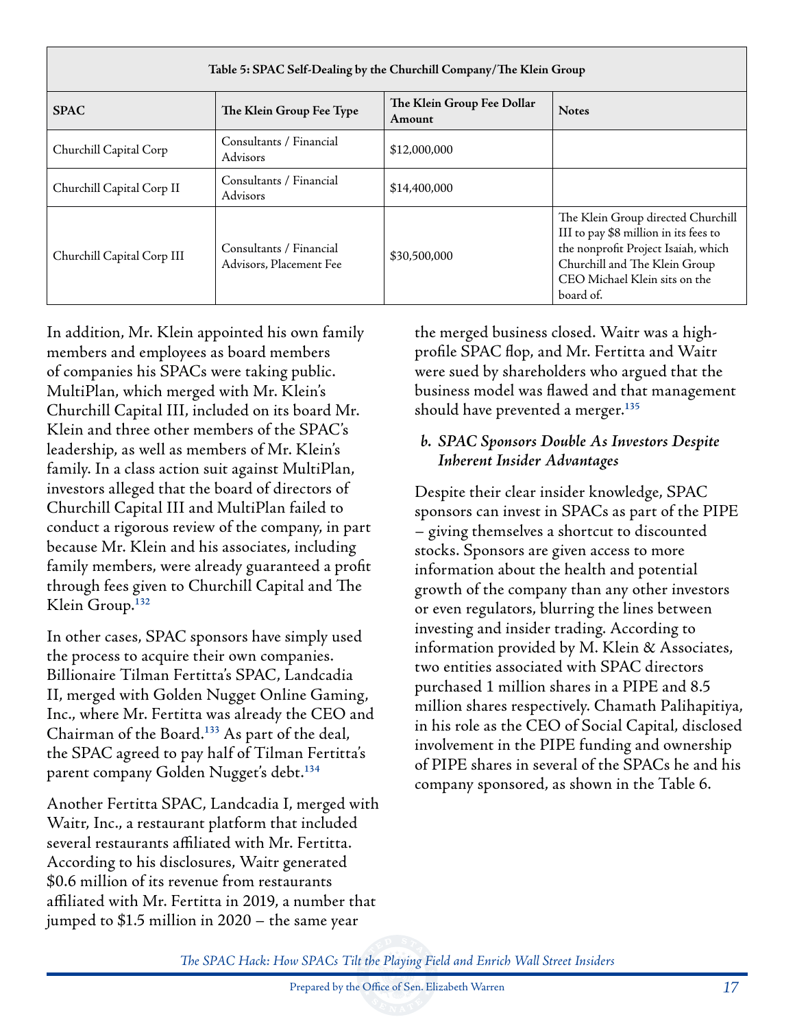**Table 5: SPAC Self-Dealing by the Churchill Company/The Klein Group**

| SPAC | The Klein Group Fee Type | The Klein Group Fee Dollar Amount | Notes |
|---|---|---|---|
| Churchill Capital Corp | Consultants / Financial Advisors | $12,000,000 | |
| Churchill Capital Corp II | Consultants / Financial Advisors | $14,400,000 | |
| Churchill Capital Corp III | Consultants / Financial Advisors, Placement Fee | $30,500,000 | The Klein Group directed Churchill III to pay $8 million in its fees to the nonprofit Project Isaiah, which Churchill and The Klein Group CEO Michael Klein sits on the board of. |

In addition, Mr. Klein appointed his own family members and employees as board members of companies his SPACs were taking public. MultiPlan, which merged with Mr. Klein's Churchill Capital III, included on its board Mr. Klein and three other members of the SPAC's leadership, as well as members of Mr. Klein's family. In a class action suit against MultiPlan, investors alleged that the board of directors of Churchill Capital III and MultiPlan failed to conduct a rigorous review of the company, in part because Mr. Klein and his associates, including family members, were already guaranteed a profit through fees given to Churchill Capital and The Klein Group.[132]

In other cases, SPAC sponsors have simply used the process to acquire their own companies. Billionaire Tilman Fertitta's SPAC, Landcadia II, merged with Golden Nugget Online Gaming, Inc., where Mr. Fertitta was already the CEO and Chairman of the Board.[133] As part of the deal, the SPAC agreed to pay half of Tilman Fertitta's parent company Golden Nugget's debt.[134]

Another Fertitta SPAC, Landcadia I, merged with Waitr, Inc., a restaurant platform that included several restaurants affiliated with Mr. Fertitta. According to his disclosures, Waitr generated $0.6 million of its revenue from restaurants affiliated with Mr. Fertitta in 2019, a number that jumped to $1.5 million in 2020 – the same year the merged business closed. Waitr was a high-profile SPAC flop, and Mr. Fertitta and Waitr were sued by shareholders who argued that the business model was flawed and that management should have prevented a merger.[135]

### *b. SPAC Sponsors Double As Investors Despite Inherent Insider Advantages*

Despite their clear insider knowledge, SPAC sponsors can invest in SPACs as part of the PIPE – giving themselves a shortcut to discounted stocks. Sponsors are given access to more information about the health and potential growth of the company than any other investors or even regulators, blurring the lines between investing and insider trading. According to information provided by M. Klein & Associates, two entities associated with SPAC directors purchased 1 million shares in a PIPE and 8.5 million shares respectively. Chamath Palihapitiya, in his role as the CEO of Social Capital, disclosed involvement in the PIPE funding and ownership of PIPE shares in several of the SPACs he and his company sponsored, as shown in the Table 6.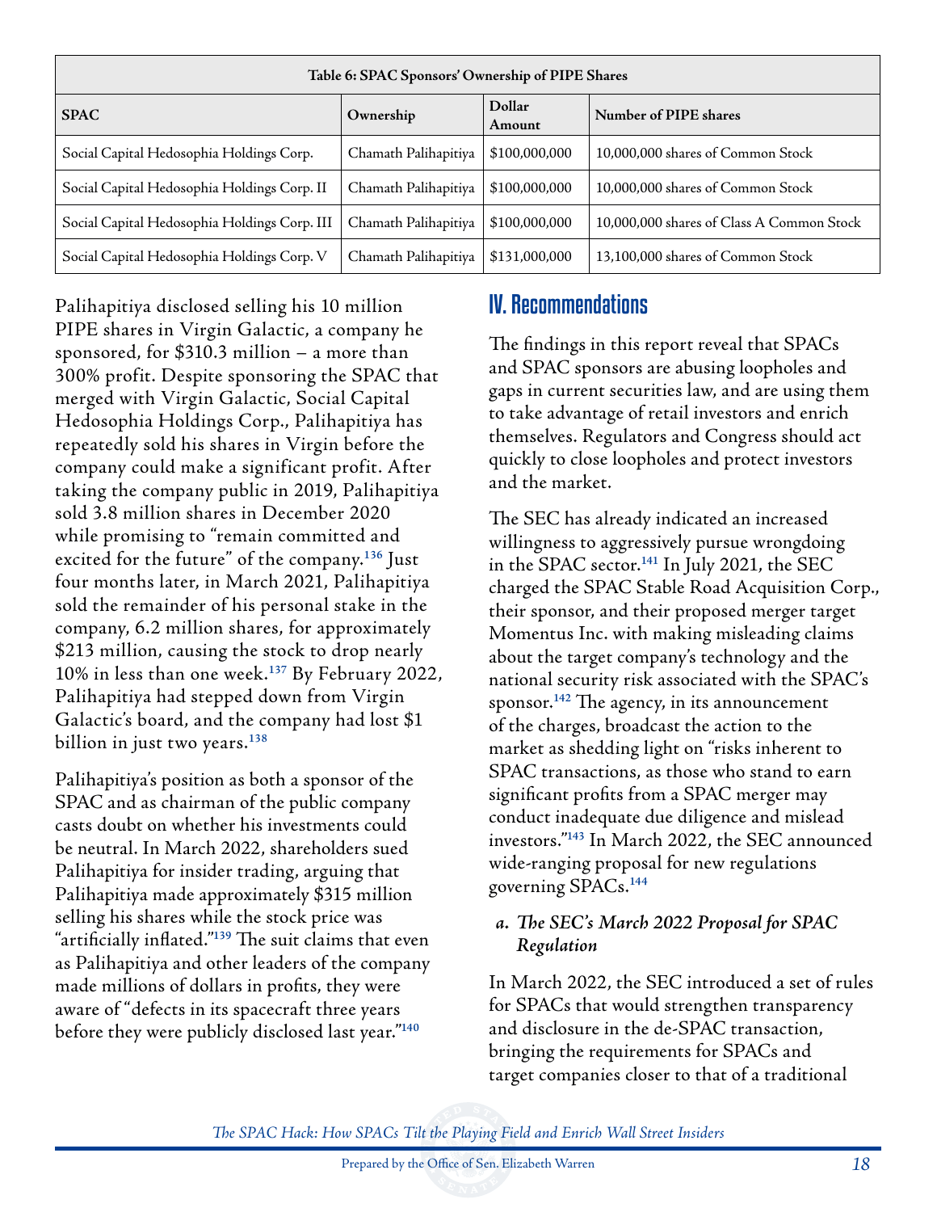| Table 6: SPAC Sponsors' Ownership of PIPE Shares | | | |
|---|---|---|---|
| **SPAC** | **Ownership** | **Dollar Amount** | **Number of PIPE shares** |
| Social Capital Hedosophia Holdings Corp. | Chamath Palihapitiya | $100,000,000 | 10,000,000 shares of Common Stock |
| Social Capital Hedosophia Holdings Corp. II | Chamath Palihapitiya | $100,000,000 | 10,000,000 shares of Common Stock |
| Social Capital Hedosophia Holdings Corp. III | Chamath Palihapitiya | $100,000,000 | 10,000,000 shares of Class A Common Stock |
| Social Capital Hedosophia Holdings Corp. V | Chamath Palihapitiya | $131,000,000 | 13,100,000 shares of Common Stock |

Palihapitiya disclosed selling his 10 million PIPE shares in Virgin Galactic, a company he sponsored, for $310.3 million – a more than 300% profit. Despite sponsoring the SPAC that merged with Virgin Galactic, Social Capital Hedosophia Holdings Corp., Palihapitiya has repeatedly sold his shares in Virgin before the company could make a significant profit. After taking the company public in 2019, Palihapitiya sold 3.8 million shares in December 2020 while promising to "remain committed and excited for the future" of the company.[136] Just four months later, in March 2021, Palihapitiya sold the remainder of his personal stake in the company, 6.2 million shares, for approximately $213 million, causing the stock to drop nearly 10% in less than one week.[137] By February 2022, Palihapitiya had stepped down from Virgin Galactic's board, and the company had lost $1 billion in just two years.[138]

Palihapitiya's position as both a sponsor of the SPAC and as chairman of the public company casts doubt on whether his investments could be neutral. In March 2022, shareholders sued Palihapitiya for insider trading, arguing that Palihapitiya made approximately $315 million selling his shares while the stock price was "artificially inflated."[139] The suit claims that even as Palihapitiya and other leaders of the company made millions of dollars in profits, they were aware of "defects in its spacecraft three years before they were publicly disclosed last year."[140]

# IV. Recommendations

The findings in this report reveal that SPACs and SPAC sponsors are abusing loopholes and gaps in current securities law, and are using them to take advantage of retail investors and enrich themselves. Regulators and Congress should act quickly to close loopholes and protect investors and the market.

The SEC has already indicated an increased willingness to aggressively pursue wrongdoing in the SPAC sector.[141] In July 2021, the SEC charged the SPAC Stable Road Acquisition Corp., their sponsor, and their proposed merger target Momentus Inc. with making misleading claims about the target company's technology and the national security risk associated with the SPAC's sponsor.[142] The agency, in its announcement of the charges, broadcast the action to the market as shedding light on "risks inherent to SPAC transactions, as those who stand to earn significant profits from a SPAC merger may conduct inadequate due diligence and mislead investors."[143] In March 2022, the SEC announced wide-ranging proposal for new regulations governing SPACs.[144]

### *a. The SEC's March 2022 Proposal for SPAC Regulation*

In March 2022, the SEC introduced a set of rules for SPACs that would strengthen transparency and disclosure in the de-SPAC transaction, bringing the requirements for SPACs and target companies closer to that of a traditional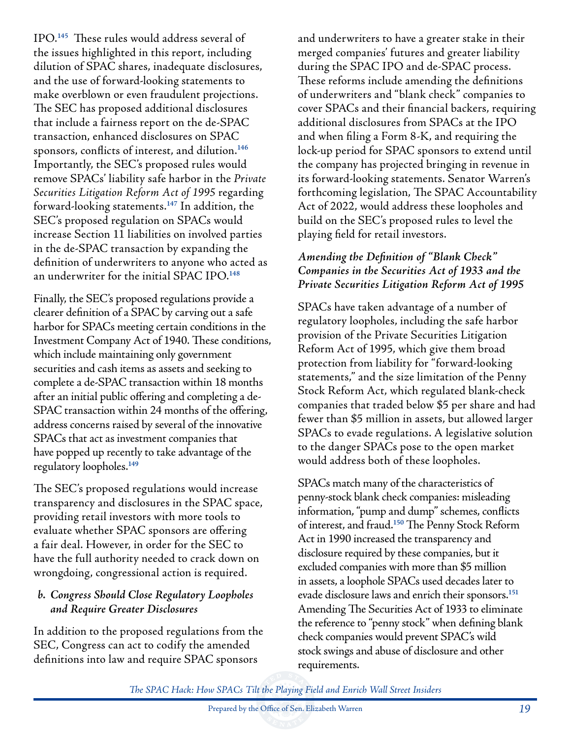IPO.[145] These rules would address several of the issues highlighted in this report, including dilution of SPAC shares, inadequate disclosures, and the use of forward-looking statements to make overblown or even fraudulent projections. The SEC has proposed additional disclosures that include a fairness report on the de-SPAC transaction, enhanced disclosures on SPAC sponsors, conflicts of interest, and dilution.[146] Importantly, the SEC's proposed rules would remove SPACs' liability safe harbor in the *Private Securities Litigation Reform Act of 1995* regarding forward-looking statements.[147] In addition, the SEC's proposed regulation on SPACs would increase Section 11 liabilities on involved parties in the de-SPAC transaction by expanding the definition of underwriters to anyone who acted as an underwriter for the initial SPAC IPO.[148]

Finally, the SEC's proposed regulations provide a clearer definition of a SPAC by carving out a safe harbor for SPACs meeting certain conditions in the Investment Company Act of 1940. These conditions, which include maintaining only government securities and cash items as assets and seeking to complete a de-SPAC transaction within 18 months after an initial public offering and completing a de-SPAC transaction within 24 months of the offering, address concerns raised by several of the innovative SPACs that act as investment companies that have popped up recently to take advantage of the regulatory loopholes.[149]

The SEC's proposed regulations would increase transparency and disclosures in the SPAC space, providing retail investors with more tools to evaluate whether SPAC sponsors are offering a fair deal. However, in order for the SEC to have the full authority needed to crack down on wrongdoing, congressional action is required.

### b. Congress Should Close Regulatory Loopholes and Require Greater Disclosures

In addition to the proposed regulations from the SEC, Congress can act to codify the amended definitions into law and require SPAC sponsors and underwriters to have a greater stake in their merged companies' futures and greater liability during the SPAC IPO and de-SPAC process. These reforms include amending the definitions of underwriters and "blank check" companies to cover SPACs and their financial backers, requiring additional disclosures from SPACs at the IPO and when filing a Form 8-K, and requiring the lock-up period for SPAC sponsors to extend until the company has projected bringing in revenue in its forward-looking statements. Senator Warren's forthcoming legislation, The SPAC Accountability Act of 2022, would address these loopholes and build on the SEC's proposed rules to level the playing field for retail investors.

#### *Amending the Definition of "Blank Check" Companies in the Securities Act of 1933 and the Private Securities Litigation Reform Act of 1995*

SPACs have taken advantage of a number of regulatory loopholes, including the safe harbor provision of the Private Securities Litigation Reform Act of 1995, which give them broad protection from liability for "forward-looking statements," and the size limitation of the Penny Stock Reform Act, which regulated blank-check companies that traded below $5 per share and had fewer than $5 million in assets, but allowed larger SPACs to evade regulations. A legislative solution to the danger SPACs pose to the open market would address both of these loopholes.

SPACs match many of the characteristics of penny-stock blank check companies: misleading information, "pump and dump" schemes, conflicts of interest, and fraud.[150] The Penny Stock Reform Act in 1990 increased the transparency and disclosure required by these companies, but it excluded companies with more than $5 million in assets, a loophole SPACs used decades later to evade disclosure laws and enrich their sponsors.[151] Amending The Securities Act of 1933 to eliminate the reference to "penny stock" when defining blank check companies would prevent SPAC's wild stock swings and abuse of disclosure and other requirements.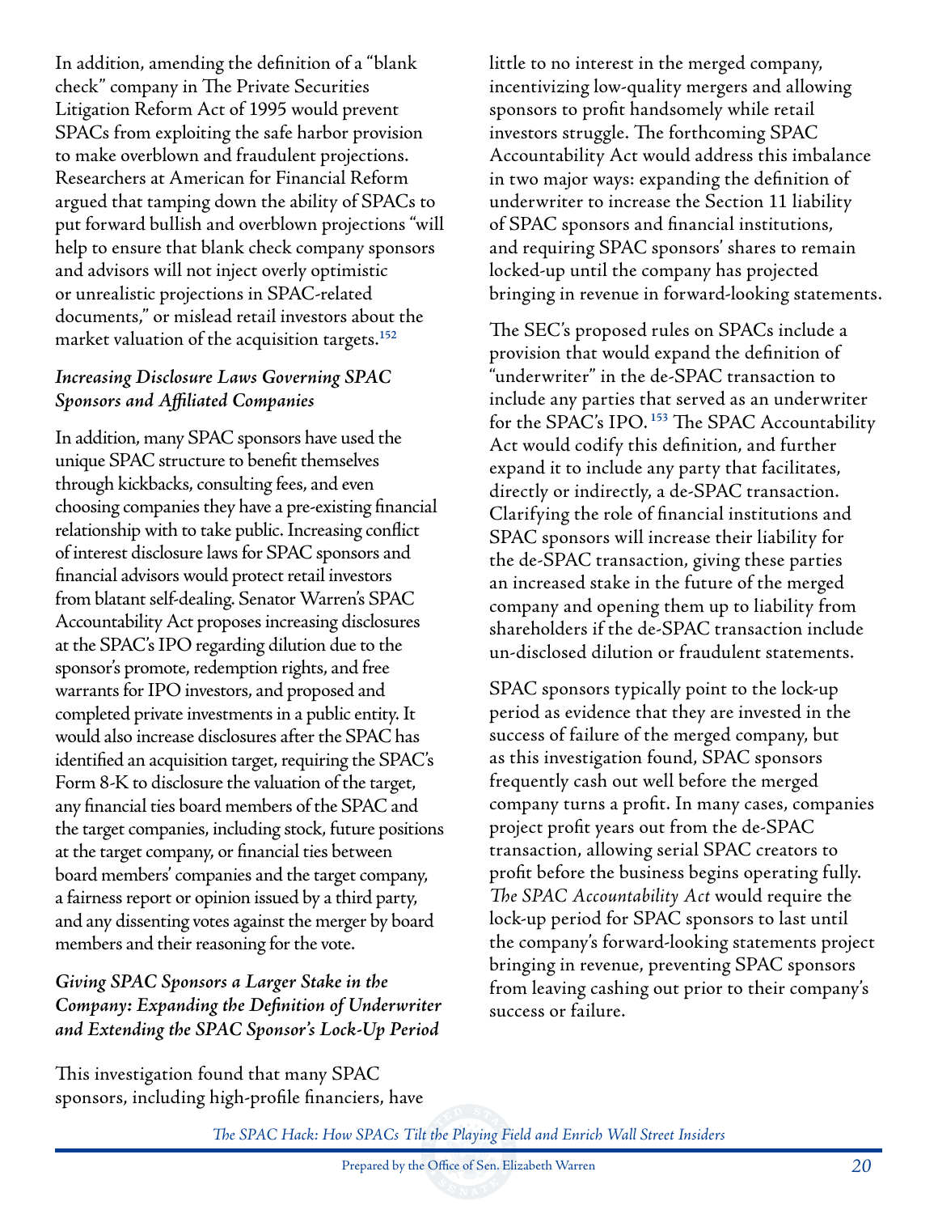In addition, amending the definition of a "blank check" company in The Private Securities Litigation Reform Act of 1995 would prevent SPACs from exploiting the safe harbor provision to make overblown and fraudulent projections. Researchers at American for Financial Reform argued that tamping down the ability of SPACs to put forward bullish and overblown projections "will help to ensure that blank check company sponsors and advisors will not inject overly optimistic or unrealistic projections in SPAC-related documents," or mislead retail investors about the market valuation of the acquisition targets.[152]

### *Increasing Disclosure Laws Governing SPAC Sponsors and Affiliated Companies*

In addition, many SPAC sponsors have used the unique SPAC structure to benefit themselves through kickbacks, consulting fees, and even choosing companies they have a pre-existing financial relationship with to take public. Increasing conflict of interest disclosure laws for SPAC sponsors and financial advisors would protect retail investors from blatant self-dealing. Senator Warren's SPAC Accountability Act proposes increasing disclosures at the SPAC's IPO regarding dilution due to the sponsor's promote, redemption rights, and free warrants for IPO investors, and proposed and completed private investments in a public entity. It would also increase disclosures after the SPAC has identified an acquisition target, requiring the SPAC's Form 8-K to disclose the valuation of the target, any financial ties board members of the SPAC and the target companies, including stock, future positions at the target company, or financial ties between board members' companies and the target company, a fairness report or opinion issued by a third party, and any dissenting votes against the merger by board members and their reasoning for the vote.

### *Giving SPAC Sponsors a Larger Stake in the Company: Expanding the Definition of Underwriter and Extending the SPAC Sponsor's Lock-Up Period*

This investigation found that many SPAC sponsors, including high-profile financiers, have little to no interest in the merged company, incentivizing low-quality mergers and allowing sponsors to profit handsomely while retail investors struggle. The forthcoming SPAC Accountability Act would address this imbalance in two major ways: expanding the definition of underwriter to increase the Section 11 liability of SPAC sponsors and financial institutions, and requiring SPAC sponsors' shares to remain locked-up until the company has projected bringing in revenue in forward-looking statements.

The SEC's proposed rules on SPACs include a provision that would expand the definition of "underwriter" in the de-SPAC transaction to include any parties that served as an underwriter for the SPAC's IPO.[153] The SPAC Accountability Act would codify this definition, and further expand it to include any party that facilitates, directly or indirectly, a de-SPAC transaction. Clarifying the role of financial institutions and SPAC sponsors will increase their liability for the de-SPAC transaction, giving these parties an increased stake in the future of the merged company and opening them up to liability from shareholders if the de-SPAC transaction include un-disclosed dilution or fraudulent statements.

SPAC sponsors typically point to the lock-up period as evidence that they are invested in the success of failure of the merged company, but as this investigation found, SPAC sponsors frequently cash out well before the merged company turns a profit. In many cases, companies project profit years out from the de-SPAC transaction, allowing serial SPAC creators to profit before the business begins operating fully. *The SPAC Accountability Act* would require the lock-up period for SPAC sponsors to last until the company's forward-looking statements project bringing in revenue, preventing SPAC sponsors from leaving cashing out prior to their company's success or failure.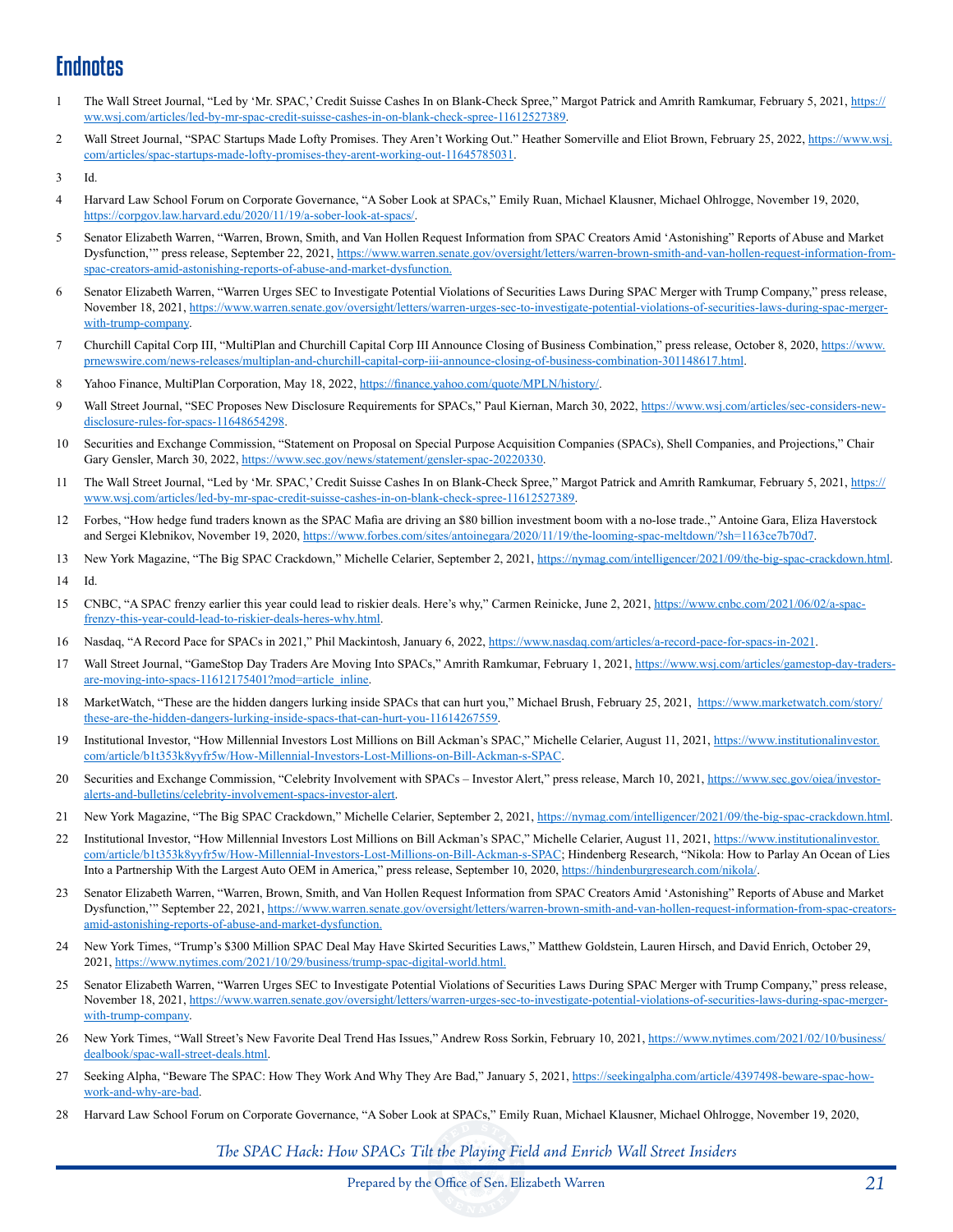# Endnotes

1 The Wall Street Journal, "Led by 'Mr. SPAC,' Credit Suisse Cashes In on Blank-Check Spree," Margot Patrick and Amrith Ramkumar, February 5, 2021, https://ww.wsj.com/articles/led-by-mr-spac-credit-suisse-cashes-in-on-blank-check-spree-11612527389.

2 Wall Street Journal, "SPAC Startups Made Lofty Promises. They Aren't Working Out." Heather Somerville and Eliot Brown, February 25, 2022, https://www.wsj.com/articles/spac-startups-made-lofty-promises-they-arent-working-out-11645785031.

3 Id.

4 Harvard Law School Forum on Corporate Governance, "A Sober Look at SPACs," Emily Ruan, Michael Klausner, Michael Ohlrogge, November 19, 2020, https://corpgov.law.harvard.edu/2020/11/19/a-sober-look-at-spacs/.

5 Senator Elizabeth Warren, "Warren, Brown, Smith, and Van Hollen Request Information from SPAC Creators Amid 'Astonishing" Reports of Abuse and Market Dysfunction,'" press release, September 22, 2021, https://www.warren.senate.gov/oversight/letters/warren-brown-smith-and-van-hollen-request-information-from-spac-creators-amid-astonishing-reports-of-abuse-and-market-dysfunction.

6 Senator Elizabeth Warren, "Warren Urges SEC to Investigate Potential Violations of Securities Laws During SPAC Merger with Trump Company," press release, November 18, 2021, https://www.warren.senate.gov/oversight/letters/warren-urges-sec-to-investigate-potential-violations-of-securities-laws-during-spac-merger-with-trump-company.

7 Churchill Capital Corp III, "MultiPlan and Churchill Capital Corp III Announce Closing of Business Combination," press release, October 8, 2020, https://www.prnewswire.com/news-releases/multiplan-and-churchill-capital-corp-iii-announce-closing-of-business-combination-301148617.html.

8 Yahoo Finance, MultiPlan Corporation, May 18, 2022, https://finance.yahoo.com/quote/MPLN/history/.

9 Wall Street Journal, "SEC Proposes New Disclosure Requirements for SPACs," Paul Kiernan, March 30, 2022, https://www.wsj.com/articles/sec-considers-new-disclosure-rules-for-spacs-11648654298.

10 Securities and Exchange Commission, "Statement on Proposal on Special Purpose Acquisition Companies (SPACs), Shell Companies, and Projections," Chair Gary Gensler, March 30, 2022, https://www.sec.gov/news/statement/gensler-spac-20220330.

11 The Wall Street Journal, "Led by 'Mr. SPAC,' Credit Suisse Cashes In on Blank-Check Spree," Margot Patrick and Amrith Ramkumar, February 5, 2021, https://www.wsj.com/articles/led-by-mr-spac-credit-suisse-cashes-in-on-blank-check-spree-11612527389.

12 Forbes, "How hedge fund traders known as the SPAC Mafia are driving an $80 billion investment boom with a no-lose trade.," Antoine Gara, Eliza Haverstock and Sergei Klebnikov, November 19, 2020, https://www.forbes.com/sites/antoinegara/2020/11/19/the-looming-spac-meltdown/?sh=1163ce7b70d7.

13 New York Magazine, "The Big SPAC Crackdown," Michelle Celarier, September 2, 2021, https://nymag.com/intelligencer/2021/09/the-big-spac-crackdown.html.

14 Id.

15 CNBC, "A SPAC frenzy earlier this year could lead to riskier deals. Here's why," Carmen Reinicke, June 2, 2021, https://www.cnbc.com/2021/06/02/a-spac-frenzy-this-year-could-lead-to-riskier-deals-heres-why.html.

16 Nasdaq, "A Record Pace for SPACs in 2021," Phil Mackintosh, January 6, 2022, https://www.nasdaq.com/articles/a-record-pace-for-spacs-in-2021.

17 Wall Street Journal, "GameStop Day Traders Are Moving Into SPACs," Amrith Ramkumar, February 1, 2021, https://www.wsj.com/articles/gamestop-day-traders-are-moving-into-spacs-11612175401?mod=article_inline.

18 MarketWatch, "These are the hidden dangers lurking inside SPACs that can hurt you," Michael Brush, February 25, 2021, https://www.marketwatch.com/story/these-are-the-hidden-dangers-lurking-inside-spacs-that-can-hurt-you-11614267559.

19 Institutional Investor, "How Millennial Investors Lost Millions on Bill Ackman's SPAC," Michelle Celarier, August 11, 2021, https://www.institutionalinvestor.com/article/b1t353k8yyfr5w/How-Millennial-Investors-Lost-Millions-on-Bill-Ackman-s-SPAC.

20 Securities and Exchange Commission, "Celebrity Involvement with SPACs – Investor Alert," press release, March 10, 2021, https://www.sec.gov/oiea/investor-alerts-and-bulletins/celebrity-involvement-spacs-investor-alert.

21 New York Magazine, "The Big SPAC Crackdown," Michelle Celarier, September 2, 2021, https://nymag.com/intelligencer/2021/09/the-big-spac-crackdown.html.

22 Institutional Investor, "How Millennial Investors Lost Millions on Bill Ackman's SPAC," Michelle Celarier, August 11, 2021, https://www.institutionalinvestor.com/article/b1t353k8yyfr5w/How-Millennial-Investors-Lost-Millions-on-Bill-Ackman-s-SPAC; Hindenberg Research, "Nikola: How to Parlay An Ocean of Lies Into a Partnership With the Largest Auto OEM in America," press release, September 10, 2020, https://hindenburgresearch.com/nikola/.

23 Senator Elizabeth Warren, "Warren, Brown, Smith, and Van Hollen Request Information from SPAC Creators Amid 'Astonishing" Reports of Abuse and Market Dysfunction,'" September 22, 2021, https://www.warren.senate.gov/oversight/letters/warren-brown-smith-and-van-hollen-request-information-from-spac-creators-amid-astonishing-reports-of-abuse-and-market-dysfunction.

24 New York Times, "Trump's $300 Million SPAC Deal May Have Skirted Securities Laws," Matthew Goldstein, Lauren Hirsch, and David Enrich, October 29, 2021, https://www.nytimes.com/2021/10/29/business/trump-spac-digital-world.html.

25 Senator Elizabeth Warren, "Warren Urges SEC to Investigate Potential Violations of Securities Laws During SPAC Merger with Trump Company," press release, November 18, 2021, https://www.warren.senate.gov/oversight/letters/warren-urges-sec-to-investigate-potential-violations-of-securities-laws-during-spac-merger-with-trump-company.

26 New York Times, "Wall Street's New Favorite Deal Trend Has Issues," Andrew Ross Sorkin, February 10, 2021, https://www.nytimes.com/2021/02/10/business/dealbook/spac-wall-street-deals.html.

27 Seeking Alpha, "Beware The SPAC: How They Work And Why They Are Bad," January 5, 2021, https://seekingalpha.com/article/4397498-beware-spac-how-work-and-why-are-bad.

28 Harvard Law School Forum on Corporate Governance, "A Sober Look at SPACs," Emily Ruan, Michael Klausner, Michael Ohlrogge, November 19, 2020,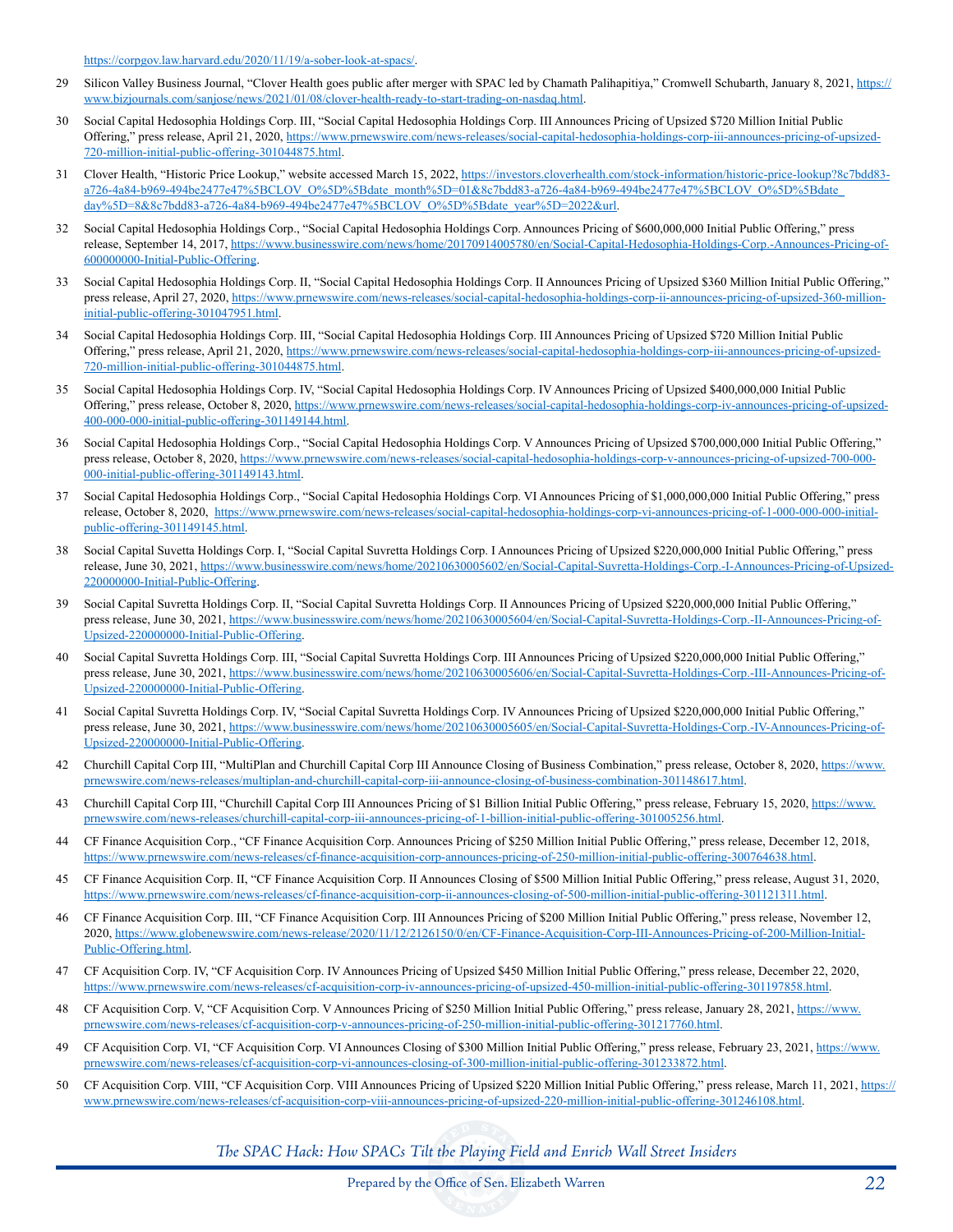https://corpgov.law.harvard.edu/2020/11/19/a-sober-look-at-spacs/.

29 Silicon Valley Business Journal, "Clover Health goes public after merger with SPAC led by Chamath Palihapitiya," Cromwell Schubarth, January 8, 2021, https://www.bizjournals.com/sanjose/news/2021/01/08/clover-health-ready-to-start-trading-on-nasdaq.html.

30 Social Capital Hedosophia Holdings Corp. III, "Social Capital Hedosophia Holdings Corp. III Announces Pricing of Upsized $720 Million Initial Public Offering," press release, April 21, 2020, https://www.prnewswire.com/news-releases/social-capital-hedosophia-holdings-corp-iii-announces-pricing-of-upsized-720-million-initial-public-offering-301044875.html.

31 Clover Health, "Historic Price Lookup," website accessed March 15, 2022, https://investors.cloverhealth.com/stock-information/historic-price-lookup?8c7bdd83-a726-4a84-b969-494be2477e47%5BCLOV_O%5D%5Bdate_month%5D=01&8c7bdd83-a726-4a84-b969-494be2477e47%5BCLOV_O%5D%5Bdate_day%5D=8&8c7bdd83-a726-4a84-b969-494be2477e47%5BCLOV_O%5D%5Bdate_year%5D=2022&url.

32 Social Capital Hedosophia Holdings Corp., "Social Capital Hedosophia Holdings Corp. Announces Pricing of $600,000,000 Initial Public Offering," press release, September 14, 2017, https://www.businesswire.com/news/home/20170914005780/en/Social-Capital-Hedosophia-Holdings-Corp.-Announces-Pricing-of-600000000-Initial-Public-Offering.

33 Social Capital Hedosophia Holdings Corp. II, "Social Capital Hedosophia Holdings Corp. II Announces Pricing of Upsized $360 Million Initial Public Offering," press release, April 27, 2020, https://www.prnewswire.com/news-releases/social-capital-hedosophia-holdings-corp-ii-announces-pricing-of-upsized-360-million-initial-public-offering-301047951.html.

34 Social Capital Hedosophia Holdings Corp. III, "Social Capital Hedosophia Holdings Corp. III Announces Pricing of Upsized $720 Million Initial Public Offering," press release, April 21, 2020, https://www.prnewswire.com/news-releases/social-capital-hedosophia-holdings-corp-iii-announces-pricing-of-upsized-720-million-initial-public-offering-301044875.html.

35 Social Capital Hedosophia Holdings Corp. IV, "Social Capital Hedosophia Holdings Corp. IV Announces Pricing of Upsized $400,000,000 Initial Public Offering," press release, October 8, 2020, https://www.prnewswire.com/news-releases/social-capital-hedosophia-holdings-corp-iv-announces-pricing-of-upsized-400-000-000-initial-public-offering-301149144.html.

36 Social Capital Hedosophia Holdings Corp., "Social Capital Hedosophia Holdings Corp. V Announces Pricing of Upsized $700,000,000 Initial Public Offering," press release, October 8, 2020, https://www.prnewswire.com/news-releases/social-capital-hedosophia-holdings-corp-v-announces-pricing-of-upsized-700-000-000-initial-public-offering-301149143.html.

37 Social Capital Hedosophia Holdings Corp., "Social Capital Hedosophia Holdings Corp. VI Announces Pricing of $1,000,000,000 Initial Public Offering," press release, October 8, 2020, https://www.prnewswire.com/news-releases/social-capital-hedosophia-holdings-corp-vi-announces-pricing-of-1-000-000-000-initial-public-offering-301149145.html.

38 Social Capital Suvretta Holdings Corp. I, "Social Capital Suvretta Holdings Corp. I Announces Pricing of Upsized $220,000,000 Initial Public Offering," press release, June 30, 2021, https://www.businesswire.com/news/home/20210630005602/en/Social-Capital-Suvretta-Holdings-Corp.-I-Announces-Pricing-of-Upsized-220000000-Initial-Public-Offering.

39 Social Capital Suvretta Holdings Corp. II, "Social Capital Suvretta Holdings Corp. II Announces Pricing of Upsized $220,000,000 Initial Public Offering," press release, June 30, 2021, https://www.businesswire.com/news/home/20210630005604/en/Social-Capital-Suvretta-Holdings-Corp.-II-Announces-Pricing-of-Upsized-220000000-Initial-Public-Offering.

40 Social Capital Suvretta Holdings Corp. III, "Social Capital Suvretta Holdings Corp. III Announces Pricing of Upsized $220,000,000 Initial Public Offering," press release, June 30, 2021, https://www.businesswire.com/news/home/20210630005606/en/Social-Capital-Suvretta-Holdings-Corp.-III-Announces-Pricing-of-Upsized-220000000-Initial-Public-Offering.

41 Social Capital Suvretta Holdings Corp. IV, "Social Capital Suvretta Holdings Corp. IV Announces Pricing of Upsized $220,000,000 Initial Public Offering," press release, June 30, 2021, https://www.businesswire.com/news/home/20210630005605/en/Social-Capital-Suvretta-Holdings-Corp.-IV-Announces-Pricing-of-Upsized-220000000-Initial-Public-Offering.

42 Churchill Capital Corp III, "MultiPlan and Churchill Capital Corp III Announce Closing of Business Combination," press release, October 8, 2020, https://www.prnewswire.com/news-releases/multiplan-and-churchill-capital-corp-iii-announce-closing-of-business-combination-301148617.html.

43 Churchill Capital Corp III, "Churchill Capital Corp III Announces Pricing of $1 Billion Initial Public Offering," press release, February 15, 2020, https://www.prnewswire.com/news-releases/churchill-capital-corp-iii-announces-pricing-of-1-billion-initial-public-offering-301005256.html.

44 CF Finance Acquisition Corp., "CF Finance Acquisition Corp. Announces Pricing of $250 Million Initial Public Offering," press release, December 12, 2018, https://www.prnewswire.com/news-releases/cf-finance-acquisition-corp-announces-pricing-of-250-million-initial-public-offering-300764638.html.

45 CF Finance Acquisition Corp. II, "CF Finance Acquisition Corp. II Announces Closing of $500 Million Initial Public Offering," press release, August 31, 2020, https://www.prnewswire.com/news-releases/cf-finance-acquisition-corp-ii-announces-closing-of-500-million-initial-public-offering-301121311.html.

46 CF Finance Acquisition Corp. III, "CF Finance Acquisition Corp. III Announces Pricing of $200 Million Initial Public Offering," press release, November 12, 2020, https://www.globenewswire.com/news-release/2020/11/12/2126150/0/en/CF-Finance-Acquisition-Corp-III-Announces-Pricing-of-200-Million-Initial-Public-Offering.html.

47 CF Acquisition Corp. IV, "CF Acquisition Corp. IV Announces Pricing of Upsized $450 Million Initial Public Offering," press release, December 22, 2020, https://www.prnewswire.com/news-releases/cf-acquisition-corp-iv-announces-pricing-of-upsized-450-million-initial-public-offering-301197858.html.

48 CF Acquisition Corp. V, "CF Acquisition Corp. V Announces Pricing of $250 Million Initial Public Offering," press release, January 28, 2021, https://www.prnewswire.com/news-releases/cf-acquisition-corp-v-announces-pricing-of-250-million-initial-public-offering-301217760.html.

49 CF Acquisition Corp. VI, "CF Acquisition Corp. VI Announces Closing of $300 Million Initial Public Offering," press release, February 23, 2021, https://www.prnewswire.com/news-releases/cf-acquisition-corp-vi-announces-closing-of-300-million-initial-public-offering-301233872.html.

50 CF Acquisition Corp. VIII, "CF Acquisition Corp. VIII Announces Pricing of Upsized $220 Million Initial Public Offering," press release, March 11, 2021, https://www.prnewswire.com/news-releases/cf-acquisition-corp-viii-announces-pricing-of-upsized-220-million-initial-public-offering-301246108.html.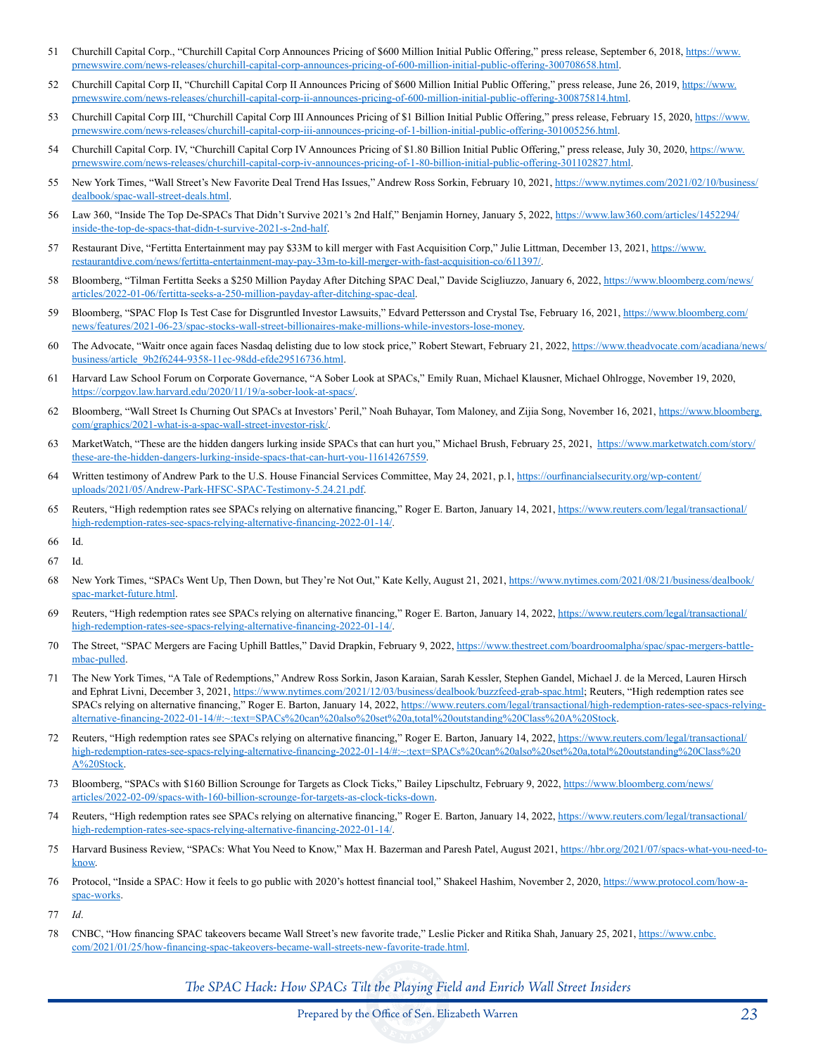51 Churchill Capital Corp., "Churchill Capital Corp Announces Pricing of $600 Million Initial Public Offering," press release, September 6, 2018, https://www.prnewswire.com/news-releases/churchill-capital-corp-announces-pricing-of-600-million-initial-public-offering-300708658.html.

52 Churchill Capital Corp II, "Churchill Capital Corp II Announces Pricing of $600 Million Initial Public Offering," press release, June 26, 2019, https://www.prnewswire.com/news-releases/churchill-capital-corp-ii-announces-pricing-of-600-million-initial-public-offering-300875814.html.

53 Churchill Capital Corp III, "Churchill Capital Corp III Announces Pricing of $1 Billion Initial Public Offering," press release, February 15, 2020, https://www.prnewswire.com/news-releases/churchill-capital-corp-iii-announces-pricing-of-1-billion-initial-public-offering-301005256.html.

54 Churchill Capital Corp. IV, "Churchill Capital Corp IV Announces Pricing of $1.80 Billion Initial Public Offering," press release, July 30, 2020, https://www.prnewswire.com/news-releases/churchill-capital-corp-iv-announces-pricing-of-1-80-billion-initial-public-offering-301102827.html.

55 New York Times, "Wall Street's New Favorite Deal Trend Has Issues," Andrew Ross Sorkin, February 10, 2021, https://www.nytimes.com/2021/02/10/business/dealbook/spac-wall-street-deals.html.

56 Law 360, "Inside The Top De-SPACs That Didn't Survive 2021's 2nd Half," Benjamin Horney, January 5, 2022, https://www.law360.com/articles/1452294/inside-the-top-de-spacs-that-didn-t-survive-2021-s-2nd-half.

57 Restaurant Dive, "Fertitta Entertainment may pay $33M to kill merger with Fast Acquisition Corp," Julie Littman, December 13, 2021, https://www.restaurantdive.com/news/fertitta-entertainment-may-pay-33m-to-kill-merger-with-fast-acquisition-co/611397/.

58 Bloomberg, "Tilman Fertitta Seeks a $250 Million Payday After Ditching SPAC Deal," Davide Scigliuzzo, January 6, 2022, https://www.bloomberg.com/news/articles/2022-01-06/fertitta-seeks-a-250-million-payday-after-ditching-spac-deal.

59 Bloomberg, "SPAC Flop Is Test Case for Disgruntled Investor Lawsuits," Edvard Pettersson and Crystal Tse, February 16, 2021, https://www.bloomberg.com/news/features/2021-06-23/spac-stocks-wall-street-billionaires-make-millions-while-investors-lose-money.

60 The Advocate, "Waitr once again faces Nasdaq delisting due to low stock price," Robert Stewart, February 21, 2022, https://www.theadvocate.com/acadiana/news/business/article_9b2f6244-9358-11ec-98dd-efde29516736.html.

61 Harvard Law School Forum on Corporate Governance, "A Sober Look at SPACs," Emily Ruan, Michael Klausner, Michael Ohlrogge, November 19, 2020, https://corpgov.law.harvard.edu/2020/11/19/a-sober-look-at-spacs/.

62 Bloomberg, "Wall Street Is Churning Out SPACs at Investors' Peril," Noah Buhayar, Tom Maloney, and Zijia Song, November 16, 2021, https://www.bloomberg.com/graphics/2021-what-is-a-spac-wall-street-investor-risk/.

63 MarketWatch, "These are the hidden dangers lurking inside SPACs that can hurt you," Michael Brush, February 25, 2021, https://www.marketwatch.com/story/these-are-the-hidden-dangers-lurking-inside-spacs-that-can-hurt-you-11614267559.

64 Written testimony of Andrew Park to the U.S. House Financial Services Committee, May 24, 2021, p.1, https://ourfinancialsecurity.org/wp-content/uploads/2021/05/Andrew-Park-HFSC-SPAC-Testimony-5.24.21.pdf.

65 Reuters, "High redemption rates see SPACs relying on alternative financing," Roger E. Barton, January 14, 2021, https://www.reuters.com/legal/transactional/high-redemption-rates-see-spacs-relying-alternative-financing-2022-01-14/.

66 Id.

67 Id.

68 New York Times, "SPACs Went Up, Then Down, but They're Not Out," Kate Kelly, August 21, 2021, https://www.nytimes.com/2021/08/21/business/dealbook/spac-market-future.html.

69 Reuters, "High redemption rates see SPACs relying on alternative financing," Roger E. Barton, January 14, 2022, https://www.reuters.com/legal/transactional/high-redemption-rates-see-spacs-relying-alternative-financing-2022-01-14/.

70 The Street, "SPAC Mergers are Facing Uphill Battles," David Drapkin, February 9, 2022, https://www.thestreet.com/boardroomalpha/spac/spac-mergers-battle-mbac-pulled.

71 The New York Times, "A Tale of Redemptions," Andrew Ross Sorkin, Jason Karaian, Sarah Kessler, Stephen Gandel, Michael J. de la Merced, Lauren Hirsch and Ephrat Livni, December 3, 2021, https://www.nytimes.com/2021/12/03/business/dealbook/buzzfeed-grab-spac.html; Reuters, "High redemption rates see SPACs relying on alternative financing," Roger E. Barton, January 14, 2022, https://www.reuters.com/legal/transactional/high-redemption-rates-see-spacs-relying-alternative-financing-2022-01-14/#:~:text=SPACs%20can%20also%20set%20a,total%20outstanding%20Class%20A%20Stock.

72 Reuters, "High redemption rates see SPACs relying on alternative financing," Roger E. Barton, January 14, 2022, https://www.reuters.com/legal/transactional/high-redemption-rates-see-spacs-relying-alternative-financing-2022-01-14/#:~:text=SPACs%20can%20also%20set%20a,total%20outstanding%20Class%20A%20Stock.

73 Bloomberg, "SPACs with $160 Billion Scrounge for Targets as Clock Ticks," Bailey Lipschultz, February 9, 2022, https://www.bloomberg.com/news/articles/2022-02-09/spacs-with-160-billion-scrounge-for-targets-as-clock-ticks-down.

74 Reuters, "High redemption rates see SPACs relying on alternative financing," Roger E. Barton, January 14, 2022, https://www.reuters.com/legal/transactional/high-redemption-rates-see-spacs-relying-alternative-financing-2022-01-14/.

75 Harvard Business Review, "SPACs: What You Need to Know," Max H. Bazerman and Paresh Patel, August 2021, https://hbr.org/2021/07/spacs-what-you-need-to-know.

76 Protocol, "Inside a SPAC: How it feels to go public with 2020's hottest financial tool," Shakeel Hashim, November 2, 2020, https://www.protocol.com/how-a-spac-works.

77 *Id*.

78 CNBC, "How financing SPAC takeovers became Wall Street's new favorite trade," Leslie Picker and Ritika Shah, January 25, 2021, https://www.cnbc.com/2021/01/25/how-financing-spac-takeovers-became-wall-streets-new-favorite-trade.html.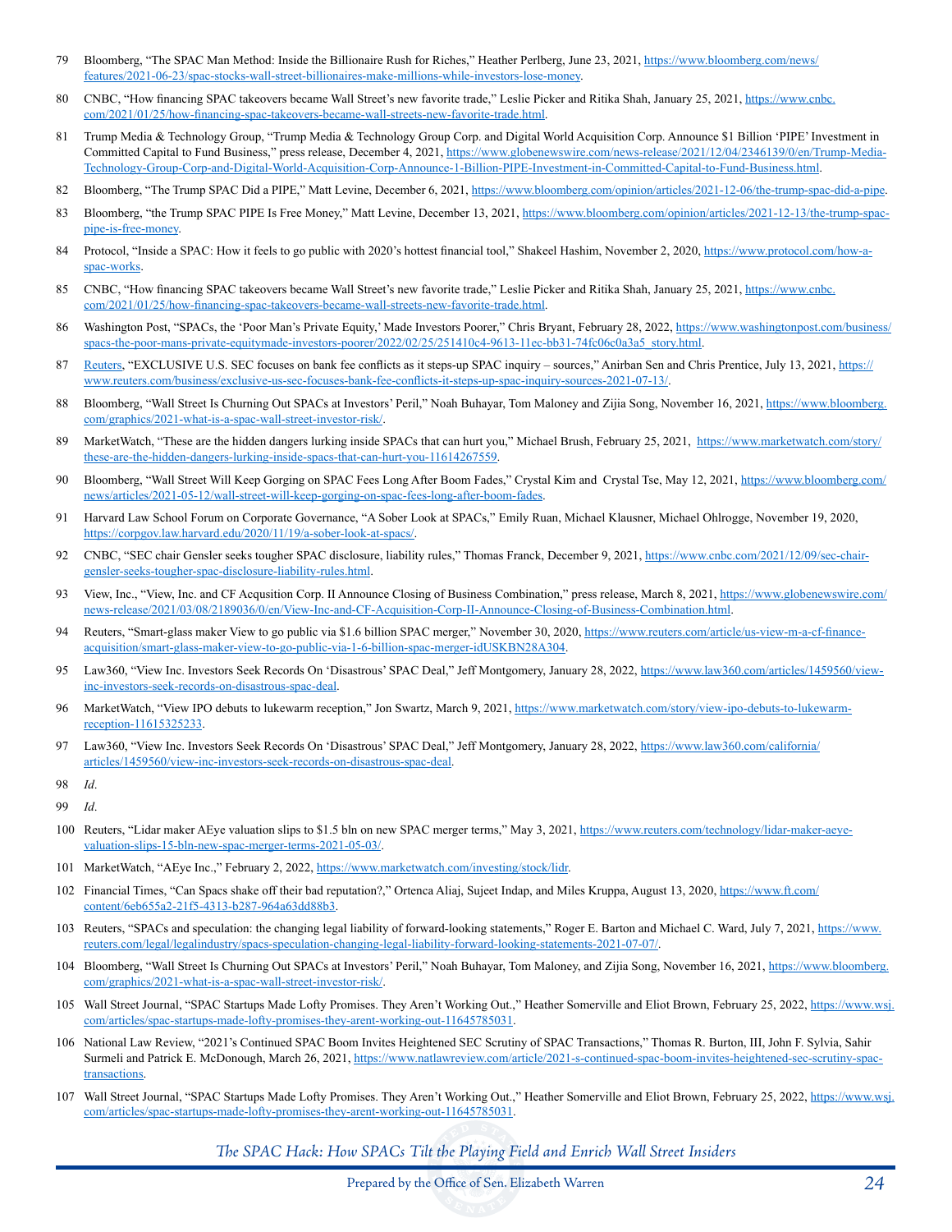79 Bloomberg, "The SPAC Man Method: Inside the Billionaire Rush for Riches," Heather Perlberg, June 23, 2021, https://www.bloomberg.com/news/features/2021-06-23/spac-stocks-wall-street-billionaires-make-millions-while-investors-lose-money.

80 CNBC, "How financing SPAC takeovers became Wall Street's new favorite trade," Leslie Picker and Ritika Shah, January 25, 2021, https://www.cnbc.com/2021/01/25/how-financing-spac-takeovers-became-wall-streets-new-favorite-trade.html.

81 Trump Media & Technology Group, "Trump Media & Technology Group Corp. and Digital World Acquisition Corp. Announce $1 Billion 'PIPE' Investment in Committed Capital to Fund Business," press release, December 4, 2021, https://www.globenewswire.com/news-release/2021/12/04/2346139/0/en/Trump-Media-Technology-Group-Corp-and-Digital-World-Acquisition-Corp-Announce-1-Billion-PIPE-Investment-in-Committed-Capital-to-Fund-Business.html.

82 Bloomberg, "The Trump SPAC Did a PIPE," Matt Levine, December 6, 2021, https://www.bloomberg.com/opinion/articles/2021-12-06/the-trump-spac-did-a-pipe.

83 Bloomberg, "the Trump SPAC PIPE Is Free Money," Matt Levine, December 13, 2021, https://www.bloomberg.com/opinion/articles/2021-12-13/the-trump-spac-pipe-is-free-money.

84 Protocol, "Inside a SPAC: How it feels to go public with 2020's hottest financial tool," Shakeel Hashim, November 2, 2020, https://www.protocol.com/how-a-spac-works.

85 CNBC, "How financing SPAC takeovers became Wall Street's new favorite trade," Leslie Picker and Ritika Shah, January 25, 2021, https://www.cnbc.com/2021/01/25/how-financing-spac-takeovers-became-wall-streets-new-favorite-trade.html.

86 Washington Post, "SPACs, the 'Poor Man's Private Equity,' Made Investors Poorer," Chris Bryant, February 28, 2022, https://www.washingtonpost.com/business/spacs-the-poor-mans-private-equitymade-investors-poorer/2022/02/25/251410c4-9613-11ec-bb31-74fc06c0a3a5_story.html.

87 Reuters, "EXCLUSIVE U.S. SEC focuses on bank fee conflicts as it steps-up SPAC inquiry – sources," Anirban Sen and Chris Prentice, July 13, 2021, https://www.reuters.com/business/exclusive-us-sec-focuses-bank-fee-conflicts-it-steps-up-spac-inquiry-sources-2021-07-13/.

88 Bloomberg, "Wall Street Is Churning Out SPACs at Investors' Peril," Noah Buhayar, Tom Maloney and Zijia Song, November 16, 2021, https://www.bloomberg.com/graphics/2021-what-is-a-spac-wall-street-investor-risk/.

89 MarketWatch, "These are the hidden dangers lurking inside SPACs that can hurt you," Michael Brush, February 25, 2021, https://www.marketwatch.com/story/these-are-the-hidden-dangers-lurking-inside-spacs-that-can-hurt-you-11614267559.

90 Bloomberg, "Wall Street Will Keep Gorging on SPAC Fees Long After Boom Fades," Crystal Kim and Crystal Tse, May 12, 2021, https://www.bloomberg.com/news/articles/2021-05-12/wall-street-will-keep-gorging-on-spac-fees-long-after-boom-fades.

91 Harvard Law School Forum on Corporate Governance, "A Sober Look at SPACs," Emily Ruan, Michael Klausner, Michael Ohlrogge, November 19, 2020, https://corpgov.law.harvard.edu/2020/11/19/a-sober-look-at-spacs/.

92 CNBC, "SEC chair Gensler seeks tougher SPAC disclosure, liability rules," Thomas Franck, December 9, 2021, https://www.cnbc.com/2021/12/09/sec-chair-gensler-seeks-tougher-spac-disclosure-liability-rules.html.

93 View, Inc., "View, Inc. and CF Acqusition Corp. II Announce Closing of Business Combination," press release, March 8, 2021, https://www.globenewswire.com/news-release/2021/03/08/2189036/0/en/View-Inc-and-CF-Acquisition-Corp-II-Announce-Closing-of-Business-Combination.html.

94 Reuters, "Smart-glass maker View to go public via $1.6 billion SPAC merger," November 30, 2020, https://www.reuters.com/article/us-view-m-a-cf-finance-acquisition/smart-glass-maker-view-to-go-public-via-1-6-billion-spac-merger-idUSKBN28A304.

95 Law360, "View Inc. Investors Seek Records On 'Disastrous' SPAC Deal," Jeff Montgomery, January 28, 2022, https://www.law360.com/articles/1459560/view-inc-investors-seek-records-on-disastrous-spac-deal.

96 MarketWatch, "View IPO debuts to lukewarm reception," Jon Swartz, March 9, 2021, https://www.marketwatch.com/story/view-ipo-debuts-to-lukewarm-reception-11615325233.

97 Law360, "View Inc. Investors Seek Records On 'Disastrous' SPAC Deal," Jeff Montgomery, January 28, 2022, https://www.law360.com/california/articles/1459560/view-inc-investors-seek-records-on-disastrous-spac-deal.

98 *Id*.

99 *Id*.

100 Reuters, "Lidar maker AEye valuation slips to $1.5 bln on new SPAC merger terms," May 3, 2021, https://www.reuters.com/technology/lidar-maker-aeye-valuation-slips-15-bln-new-spac-merger-terms-2021-05-03/.

101 MarketWatch, "AEye Inc.," February 2, 2022, https://www.marketwatch.com/investing/stock/lidr.

102 Financial Times, "Can Spacs shake off their bad reputation?," Ortenca Aliaj, Sujeet Indap, and Miles Kruppa, August 13, 2020, https://www.ft.com/content/6eb655a2-21f5-4313-b287-964a63dd88b3.

103 Reuters, "SPACs and speculation: the changing legal liability of forward-looking statements," Roger E. Barton and Michael C. Ward, July 7, 2021, https://www.reuters.com/legal/legalindustry/spacs-speculation-changing-legal-liability-forward-looking-statements-2021-07-07/.

104 Bloomberg, "Wall Street Is Churning Out SPACs at Investors' Peril," Noah Buhayar, Tom Maloney, and Zijia Song, November 16, 2021, https://www.bloomberg.com/graphics/2021-what-is-a-spac-wall-street-investor-risk/.

105 Wall Street Journal, "SPAC Startups Made Lofty Promises. They Aren't Working Out.," Heather Somerville and Eliot Brown, February 25, 2022, https://www.wsj.com/articles/spac-startups-made-lofty-promises-they-arent-working-out-11645785031.

106 National Law Review, "2021's Continued SPAC Boom Invites Heightened SEC Scrutiny of SPAC Transactions," Thomas R. Burton, III, John F. Sylvia, Sahir Surmeli and Patrick E. McDonough, March 26, 2021, https://www.natlawreview.com/article/2021-s-continued-spac-boom-invites-heightened-sec-scrutiny-spac-transactions.

107 Wall Street Journal, "SPAC Startups Made Lofty Promises. They Aren't Working Out.," Heather Somerville and Eliot Brown, February 25, 2022, https://www.wsj.com/articles/spac-startups-made-lofty-promises-they-arent-working-out-11645785031.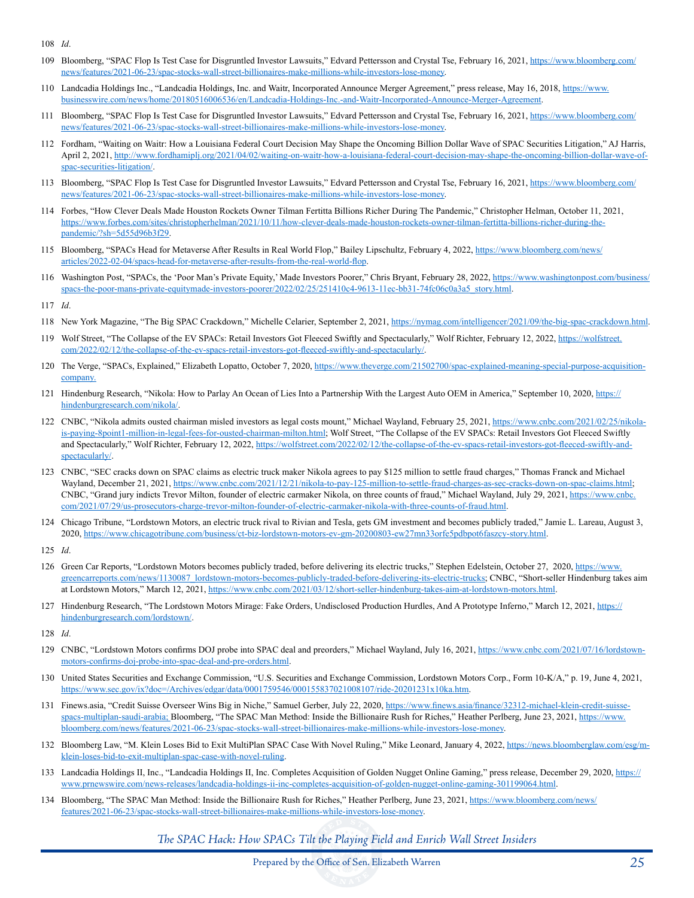108 *Id*.

109 Bloomberg, "SPAC Flop Is Test Case for Disgruntled Investor Lawsuits," Edvard Pettersson and Crystal Tse, February 16, 2021, https://www.bloomberg.com/news/features/2021-06-23/spac-stocks-wall-street-billionaires-make-millions-while-investors-lose-money.

110 Landcadia Holdings Inc., "Landcadia Holdings, Inc. and Waitr, Incorporated Announce Merger Agreement," press release, May 16, 2018, https://www.businesswire.com/news/home/20180516006536/en/Landcadia-Holdings-Inc.-and-Waitr-Incorporated-Announce-Merger-Agreement.

111 Bloomberg, "SPAC Flop Is Test Case for Disgruntled Investor Lawsuits," Edvard Pettersson and Crystal Tse, February 16, 2021, https://www.bloomberg.com/news/features/2021-06-23/spac-stocks-wall-street-billionaires-make-millions-while-investors-lose-money.

112 Fordham, "Waiting on Waitr: How a Louisiana Federal Court Decision May Shape the Oncoming Billion Dollar Wave of SPAC Securities Litigation," AJ Harris, April 2, 2021, http://www.fordhamiplj.org/2021/04/02/waiting-on-waitr-how-a-louisiana-federal-court-decision-may-shape-the-oncoming-billion-dollar-wave-of-spac-securities-litigation/.

113 Bloomberg, "SPAC Flop Is Test Case for Disgruntled Investor Lawsuits," Edvard Pettersson and Crystal Tse, February 16, 2021, https://www.bloomberg.com/news/features/2021-06-23/spac-stocks-wall-street-billionaires-make-millions-while-investors-lose-money.

114 Forbes, "How Clever Deals Made Houston Rockets Owner Tilman Fertitta Billions Richer During The Pandemic," Christopher Helman, October 11, 2021, https://www.forbes.com/sites/christopherhelman/2021/10/11/how-clever-deals-made-houston-rockets-owner-tilman-fertitta-billions-richer-during-the-pandemic/?sh=5d55d96b3f29.

115 Bloomberg, "SPACs Head for Metaverse After Results in Real World Flop," Bailey Lipschultz, February 4, 2022, https://www.bloomberg.com/news/articles/2022-02-04/spacs-head-for-metaverse-after-results-from-the-real-world-flop.

116 Washington Post, "SPACs, the 'Poor Man's Private Equity,' Made Investors Poorer," Chris Bryant, February 28, 2022, https://www.washingtonpost.com/business/spacs-the-poor-mans-private-equitymade-investors-poorer/2022/02/25/251410c4-9613-11ec-bb31-74fc06c0a3a5_story.html.

117 *Id*.

118 New York Magazine, "The Big SPAC Crackdown," Michelle Celarier, September 2, 2021, https://nymag.com/intelligencer/2021/09/the-big-spac-crackdown.html.

119 Wolf Street, "The Collapse of the EV SPACs: Retail Investors Got Fleeced Swiftly and Spectacularly," Wolf Richter, February 12, 2022, https://wolfstreet.com/2022/02/12/the-collapse-of-the-ev-spacs-retail-investors-got-fleeced-swiftly-and-spectacularly/.

120 The Verge, "SPACs, Explained," Elizabeth Lopatto, October 7, 2020, https://www.theverge.com/21502700/spac-explained-meaning-special-purpose-acquisition-company.

121 Hindenburg Research, "Nikola: How to Parlay An Ocean of Lies Into a Partnership With the Largest Auto OEM in America," September 10, 2020, https://hindenburgresearch.com/nikola/.

122 CNBC, "Nikola admits ousted chairman misled investors as legal costs mount," Michael Wayland, February 25, 2021, https://www.cnbc.com/2021/02/25/nikola-is-paying-8point1-million-in-legal-fees-for-ousted-chairman-milton.html; Wolf Street, "The Collapse of the EV SPACs: Retail Investors Got Fleeced Swiftly and Spectacularly," Wolf Richter, February 12, 2022, https://wolfstreet.com/2022/02/12/the-collapse-of-the-ev-spacs-retail-investors-got-fleeced-swiftly-and-spectacularly/.

123 CNBC, "SEC cracks down on SPAC claims as electric truck maker Nikola agrees to pay $125 million to settle fraud charges," Thomas Franck and Michael Wayland, December 21, 2021, https://www.cnbc.com/2021/12/21/nikola-to-pay-125-million-to-settle-fraud-charges-as-sec-cracks-down-on-spac-claims.html; CNBC, "Grand jury indicts Trevor Milton, founder of electric carmaker Nikola, on three counts of fraud," Michael Wayland, July 29, 2021, https://www.cnbc.com/2021/07/29/us-prosecutors-charge-trevor-milton-founder-of-electric-carmaker-nikola-with-three-counts-of-fraud.html.

124 Chicago Tribune, "Lordstown Motors, an electric truck rival to Rivian and Tesla, gets GM investment and becomes publicly traded," Jamie L. Lareau, August 3, 2020, https://www.chicagotribune.com/business/ct-biz-lordstown-motors-ev-gm-20200803-ew27mn33orfe5pdbpot6faszcy-story.html.

125 *Id*.

126 Green Car Reports, "Lordstown Motors becomes publicly traded, before delivering its electric trucks," Stephen Edelstein, October 27, 2020, https://www.greencarreports.com/news/1130087_lordstown-motors-becomes-publicly-traded-before-delivering-its-electric-trucks; CNBC, "Short-seller Hindenburg takes aim at Lordstown Motors," March 12, 2021, https://www.cnbc.com/2021/03/12/short-seller-hindenburg-takes-aim-at-lordstown-motors.html.

127 Hindenburg Research, "The Lordstown Motors Mirage: Fake Orders, Undisclosed Production Hurdles, And A Prototype Inferno," March 12, 2021, https://hindenburgresearch.com/lordstown/.

128 *Id*.

129 CNBC, "Lordstown Motors confirms DOJ probe into SPAC deal and preorders," Michael Wayland, July 16, 2021, https://www.cnbc.com/2021/07/16/lordstown-motors-confirms-doj-probe-into-spac-deal-and-pre-orders.html.

130 United States Securities and Exchange Commission, "U.S. Securities and Exchange Commission, Lordstown Motors Corp., Form 10-K/A," p. 19, June 4, 2021, https://www.sec.gov/ix?doc=/Archives/edgar/data/0001759546/000155837021008107/ride-20201231x10ka.htm.

131 Finews.asia, "Credit Suisse Overseer Wins Big in Niche," Samuel Gerber, July 22, 2020, https://www.finews.asia/finance/32312-michael-klein-credit-suisse-spacs-multiplan-saudi-arabia; Bloomberg, "The SPAC Man Method: Inside the Billionaire Rush for Riches," Heather Perlberg, June 23, 2021, https://www.bloomberg.com/news/features/2021-06-23/spac-stocks-wall-street-billionaires-make-millions-while-investors-lose-money.

132 Bloomberg Law, "M. Klein Loses Bid to Exit MultiPlan SPAC Case With Novel Ruling," Mike Leonard, January 4, 2022, https://news.bloomberglaw.com/esg/m-klein-loses-bid-to-exit-multiplan-spac-case-with-novel-ruling.

133 Landcadia Holdings II, Inc., "Landcadia Holdings II, Inc. Completes Acquisition of Golden Nugget Online Gaming," press release, December 29, 2020, https://www.prnewswire.com/news-releases/landcadia-holdings-ii-inc-completes-acquisition-of-golden-nugget-online-gaming-301199064.html.

134 Bloomberg, "The SPAC Man Method: Inside the Billionaire Rush for Riches," Heather Perlberg, June 23, 2021, https://www.bloomberg.com/news/features/2021-06-23/spac-stocks-wall-street-billionaires-make-millions-while-investors-lose-money.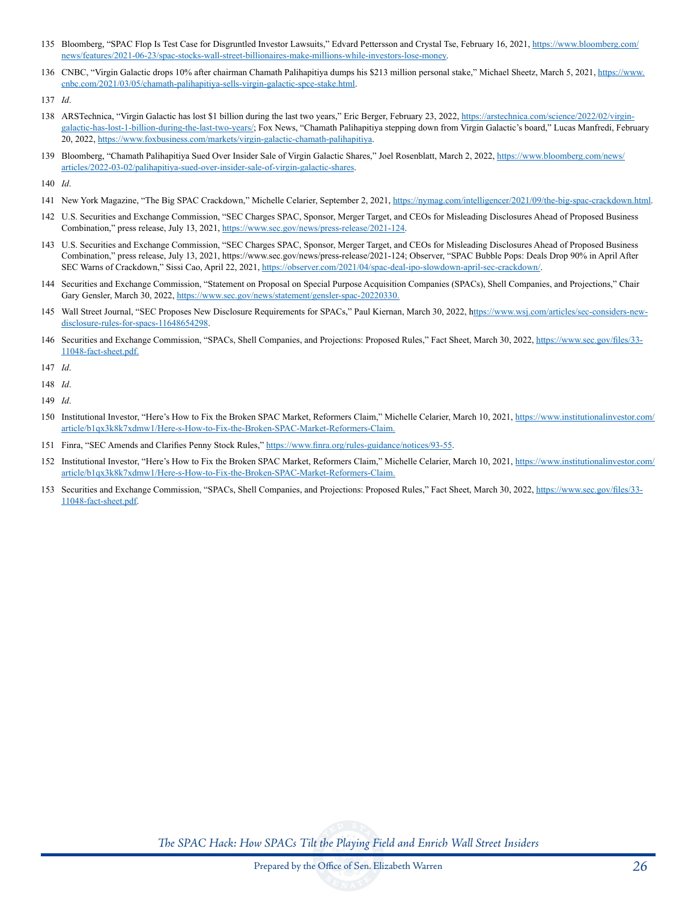135 Bloomberg, "SPAC Flop Is Test Case for Disgruntled Investor Lawsuits," Edvard Pettersson and Crystal Tse, February 16, 2021, https://www.bloomberg.com/news/features/2021-06-23/spac-stocks-wall-street-billionaires-make-millions-while-investors-lose-money.

136 CNBC, "Virgin Galactic drops 10% after chairman Chamath Palihapitiya dumps his $213 million personal stake," Michael Sheetz, March 5, 2021, https://www.cnbc.com/2021/03/05/chamath-palihapitiya-sells-virgin-galactic-spce-stake.html.

137 *Id*.

138 ARSTechnica, "Virgin Galactic has lost $1 billion during the last two years," Eric Berger, February 23, 2022, https://arstechnica.com/science/2022/02/virgin-galactic-has-lost-1-billion-during-the-last-two-years/; Fox News, "Chamath Palihapitiya stepping down from Virgin Galactic's board," Lucas Manfredi, February 20, 2022, https://www.foxbusiness.com/markets/virgin-galactic-chamath-palihapitiya.

139 Bloomberg, "Chamath Palihapitiya Sued Over Insider Sale of Virgin Galactic Shares," Joel Rosenblatt, March 2, 2022, https://www.bloomberg.com/news/articles/2022-03-02/palihapitiya-sued-over-insider-sale-of-virgin-galactic-shares.

140 *Id*.

141 New York Magazine, "The Big SPAC Crackdown," Michelle Celarier, September 2, 2021, https://nymag.com/intelligencer/2021/09/the-big-spac-crackdown.html.

142 U.S. Securities and Exchange Commission, "SEC Charges SPAC, Sponsor, Merger Target, and CEOs for Misleading Disclosures Ahead of Proposed Business Combination," press release, July 13, 2021, https://www.sec.gov/news/press-release/2021-124.

143 U.S. Securities and Exchange Commission, "SEC Charges SPAC, Sponsor, Merger Target, and CEOs for Misleading Disclosures Ahead of Proposed Business Combination," press release, July 13, 2021, https://www.sec.gov/news/press-release/2021-124; Observer, "SPAC Bubble Pops: Deals Drop 90% in April After SEC Warns of Crackdown," Sissi Cao, April 22, 2021, https://observer.com/2021/04/spac-deal-ipo-slowdown-april-sec-crackdown/.

144 Securities and Exchange Commission, "Statement on Proposal on Special Purpose Acquisition Companies (SPACs), Shell Companies, and Projections," Chair Gary Gensler, March 30, 2022, https://www.sec.gov/news/statement/gensler-spac-20220330.

145 Wall Street Journal, "SEC Proposes New Disclosure Requirements for SPACs," Paul Kiernan, March 30, 2022, https://www.wsj.com/articles/sec-considers-new-disclosure-rules-for-spacs-11648654298.

146 Securities and Exchange Commission, "SPACs, Shell Companies, and Projections: Proposed Rules," Fact Sheet, March 30, 2022, https://www.sec.gov/files/33-11048-fact-sheet.pdf.

147 *Id*.

148 *Id*.

149 *Id*.

150 Institutional Investor, "Here's How to Fix the Broken SPAC Market, Reformers Claim," Michelle Celarier, March 10, 2021, https://www.institutionalinvestor.com/article/b1qx3k8k7xdmw1/Here-s-How-to-Fix-the-Broken-SPAC-Market-Reformers-Claim.

151 Finra, "SEC Amends and Clarifies Penny Stock Rules," https://www.finra.org/rules-guidance/notices/93-55.

152 Institutional Investor, "Here's How to Fix the Broken SPAC Market, Reformers Claim," Michelle Celarier, March 10, 2021, https://www.institutionalinvestor.com/article/b1qx3k8k7xdmw1/Here-s-How-to-Fix-the-Broken-SPAC-Market-Reformers-Claim.

153 Securities and Exchange Commission, "SPACs, Shell Companies, and Projections: Proposed Rules," Fact Sheet, March 30, 2022, https://www.sec.gov/files/33-11048-fact-sheet.pdf.